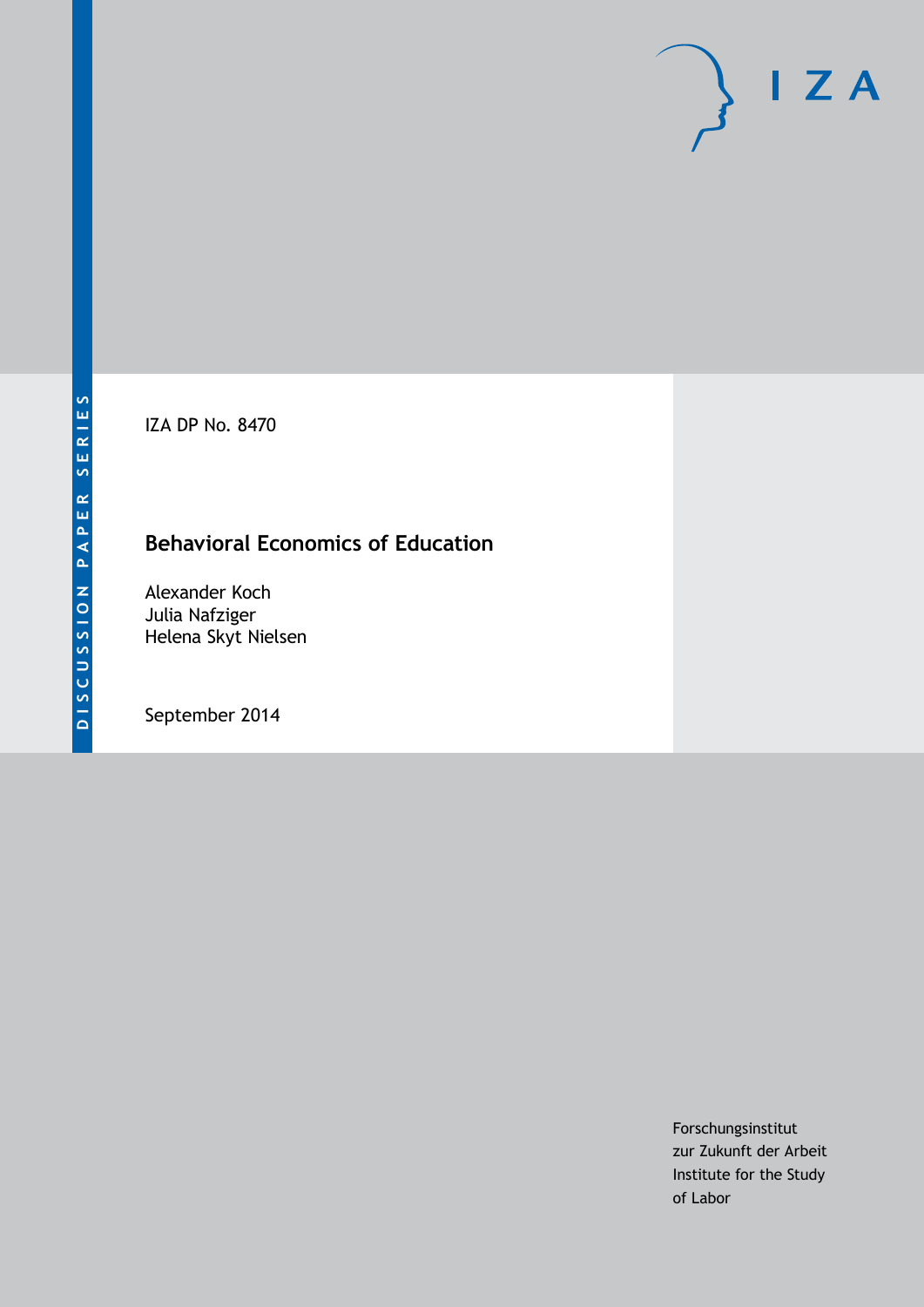DISCUSSION PAPER SERIES

IZA

IZA DP No. 8470

# Behavioral Economics of Education

Alexander Koch
Julia Nafziger
Helena Skyt Nielsen

September 2014

Forschungsinstitut
zur Zukunft der Arbeit
Institute for the Study
of Labor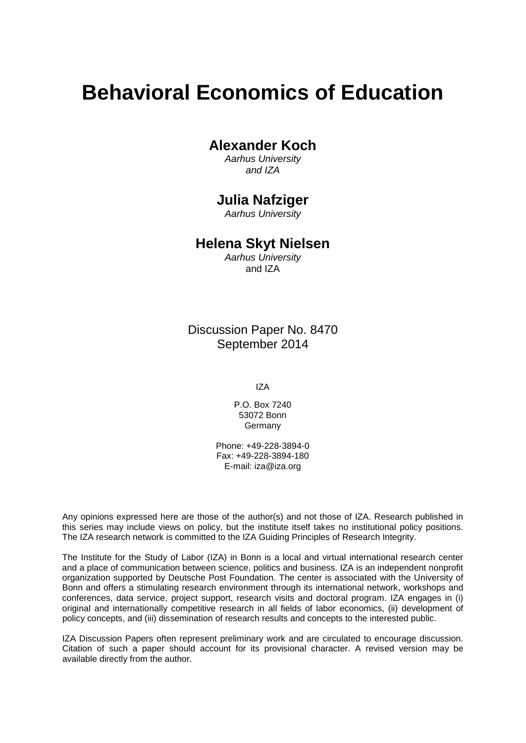# Behavioral Economics of Education

## Alexander Koch

*Aarhus University*
*and IZA*

## Julia Nafziger

*Aarhus University*

## Helena Skyt Nielsen

*Aarhus University*
and IZA

Discussion Paper No. 8470
September 2014

IZA

P.O. Box 7240
53072 Bonn
Germany

Phone: +49-228-3894-0
Fax: +49-228-3894-180
E-mail: iza@iza.org

Any opinions expressed here are those of the author(s) and not those of IZA. Research published in this series may include views on policy, but the institute itself takes no institutional policy positions. The IZA research network is committed to the IZA Guiding Principles of Research Integrity.

The Institute for the Study of Labor (IZA) in Bonn is a local and virtual international research center and a place of communication between science, politics and business. IZA is an independent nonprofit organization supported by Deutsche Post Foundation. The center is associated with the University of Bonn and offers a stimulating research environment through its international network, workshops and conferences, data service, project support, research visits and doctoral program. IZA engages in (i) original and internationally competitive research in all fields of labor economics, (ii) development of policy concepts, and (iii) dissemination of research results and concepts to the interested public.

IZA Discussion Papers often represent preliminary work and are circulated to encourage discussion. Citation of such a paper should account for its provisional character. A revised version may be available directly from the author.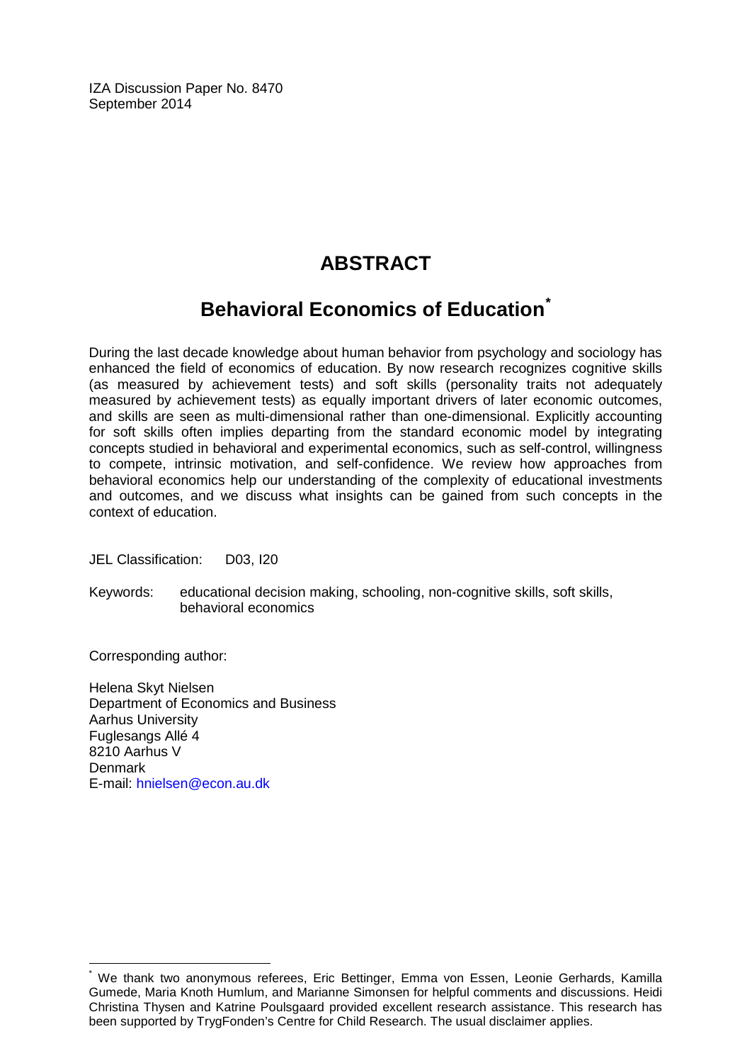IZA Discussion Paper No. 8470
September 2014

# ABSTRACT

## Behavioral Economics of Education*

During the last decade knowledge about human behavior from psychology and sociology has enhanced the field of economics of education. By now research recognizes cognitive skills (as measured by achievement tests) and soft skills (personality traits not adequately measured by achievement tests) as equally important drivers of later economic outcomes, and skills are seen as multi-dimensional rather than one-dimensional. Explicitly accounting for soft skills often implies departing from the standard economic model by integrating concepts studied in behavioral and experimental economics, such as self-control, willingness to compete, intrinsic motivation, and self-confidence. We review how approaches from behavioral economics help our understanding of the complexity of educational investments and outcomes, and we discuss what insights can be gained from such concepts in the context of education.

JEL Classification: D03, I20

Keywords: educational decision making, schooling, non-cognitive skills, soft skills, behavioral economics

Corresponding author:

Helena Skyt Nielsen
Department of Economics and Business
Aarhus University
Fuglesangs Allé 4
8210 Aarhus V
Denmark
E-mail: hnielsen@econ.au.dk

---

* We thank two anonymous referees, Eric Bettinger, Emma von Essen, Leonie Gerhards, Kamilla Gumede, Maria Knoth Humlum, and Marianne Simonsen for helpful comments and discussions. Heidi Christina Thysen and Katrine Poulsgaard provided excellent research assistance. This research has been supported by TrygFonden's Centre for Child Research. The usual disclaimer applies.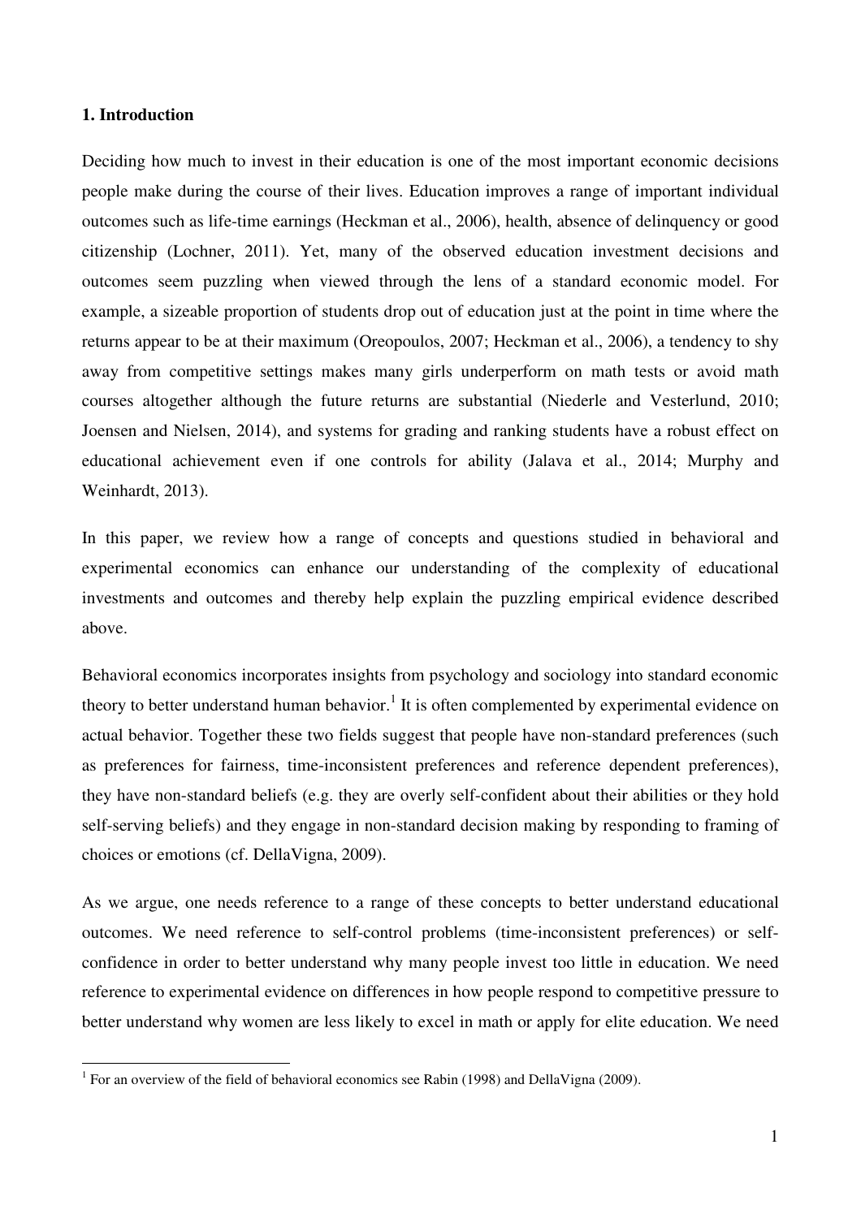## 1. Introduction

Deciding how much to invest in their education is one of the most important economic decisions people make during the course of their lives. Education improves a range of important individual outcomes such as life-time earnings (Heckman et al., 2006), health, absence of delinquency or good citizenship (Lochner, 2011). Yet, many of the observed education investment decisions and outcomes seem puzzling when viewed through the lens of a standard economic model. For example, a sizeable proportion of students drop out of education just at the point in time where the returns appear to be at their maximum (Oreopoulos, 2007; Heckman et al., 2006), a tendency to shy away from competitive settings makes many girls underperform on math tests or avoid math courses altogether although the future returns are substantial (Niederle and Vesterlund, 2010; Joensen and Nielsen, 2014), and systems for grading and ranking students have a robust effect on educational achievement even if one controls for ability (Jalava et al., 2014; Murphy and Weinhardt, 2013).

In this paper, we review how a range of concepts and questions studied in behavioral and experimental economics can enhance our understanding of the complexity of educational investments and outcomes and thereby help explain the puzzling empirical evidence described above.

Behavioral economics incorporates insights from psychology and sociology into standard economic theory to better understand human behavior.[1] It is often complemented by experimental evidence on actual behavior. Together these two fields suggest that people have non-standard preferences (such as preferences for fairness, time-inconsistent preferences and reference dependent preferences), they have non-standard beliefs (e.g. they are overly self-confident about their abilities or they hold self-serving beliefs) and they engage in non-standard decision making by responding to framing of choices or emotions (cf. DellaVigna, 2009).

As we argue, one needs reference to a range of these concepts to better understand educational outcomes. We need reference to self-control problems (time-inconsistent preferences) or self-confidence in order to better understand why many people invest too little in education. We need reference to experimental evidence on differences in how people respond to competitive pressure to better understand why women are less likely to excel in math or apply for elite education. We need

[1] For an overview of the field of behavioral economics see Rabin (1998) and DellaVigna (2009).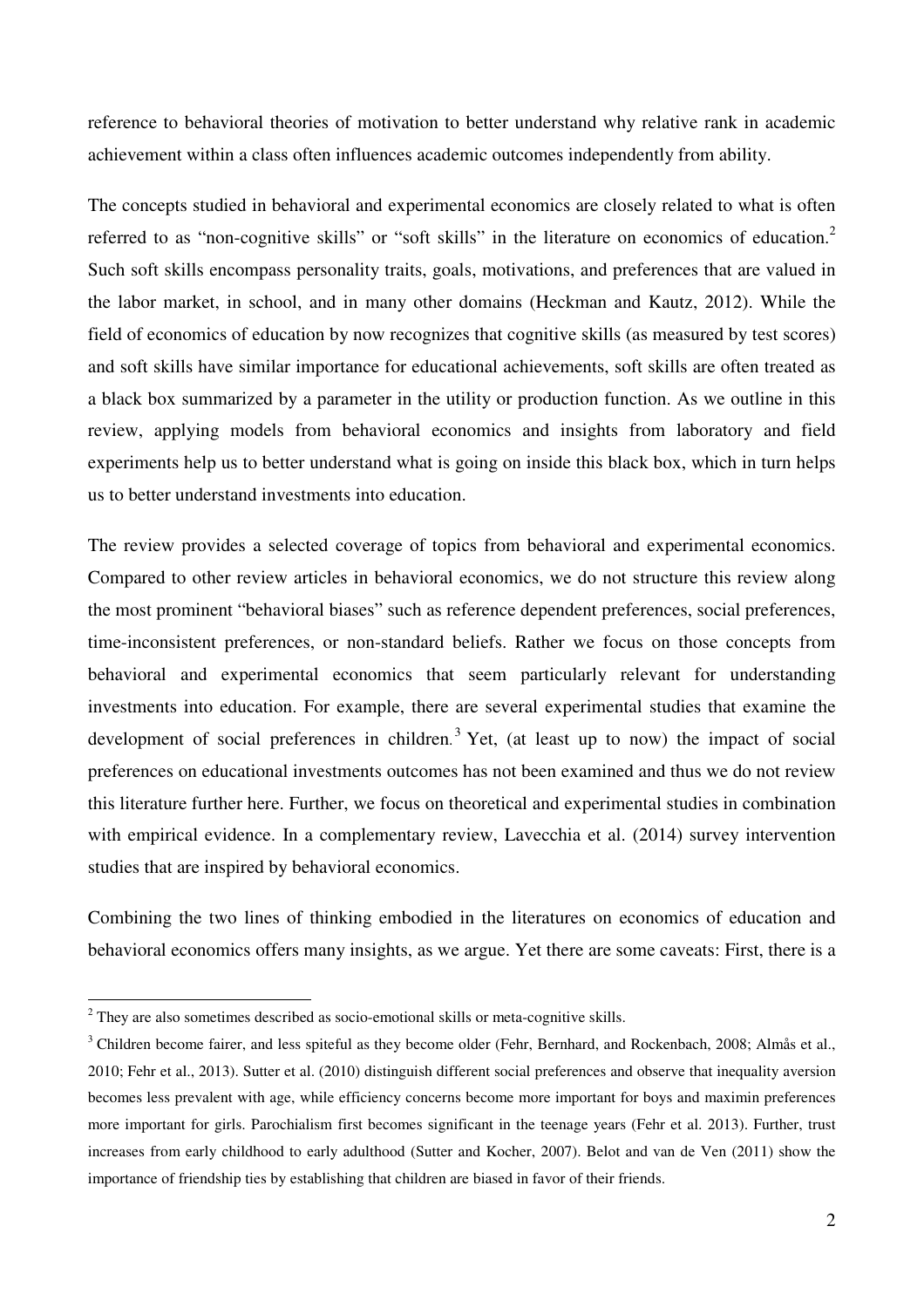reference to behavioral theories of motivation to better understand why relative rank in academic achievement within a class often influences academic outcomes independently from ability.

The concepts studied in behavioral and experimental economics are closely related to what is often referred to as "non-cognitive skills" or "soft skills" in the literature on economics of education.[2] Such soft skills encompass personality traits, goals, motivations, and preferences that are valued in the labor market, in school, and in many other domains (Heckman and Kautz, 2012). While the field of economics of education by now recognizes that cognitive skills (as measured by test scores) and soft skills have similar importance for educational achievements, soft skills are often treated as a black box summarized by a parameter in the utility or production function. As we outline in this review, applying models from behavioral economics and insights from laboratory and field experiments help us to better understand what is going on inside this black box, which in turn helps us to better understand investments into education.

The review provides a selected coverage of topics from behavioral and experimental economics. Compared to other review articles in behavioral economics, we do not structure this review along the most prominent "behavioral biases" such as reference dependent preferences, social preferences, time-inconsistent preferences, or non-standard beliefs. Rather we focus on those concepts from behavioral and experimental economics that seem particularly relevant for understanding investments into education. For example, there are several experimental studies that examine the development of social preferences in children.[3] Yet, (at least up to now) the impact of social preferences on educational investments outcomes has not been examined and thus we do not review this literature further here. Further, we focus on theoretical and experimental studies in combination with empirical evidence. In a complementary review, Lavecchia et al. (2014) survey intervention studies that are inspired by behavioral economics.

Combining the two lines of thinking embodied in the literatures on economics of education and behavioral economics offers many insights, as we argue. Yet there are some caveats: First, there is a

---

[2] They are also sometimes described as socio-emotional skills or meta-cognitive skills.

[3] Children become fairer, and less spiteful as they become older (Fehr, Bernhard, and Rockenbach, 2008; Almås et al., 2010; Fehr et al., 2013). Sutter et al. (2010) distinguish different social preferences and observe that inequality aversion becomes less prevalent with age, while efficiency concerns become more important for boys and maximin preferences more important for girls. Parochialism first becomes significant in the teenage years (Fehr et al. 2013). Further, trust increases from early childhood to early adulthood (Sutter and Kocher, 2007). Belot and van de Ven (2011) show the importance of friendship ties by establishing that children are biased in favor of their friends.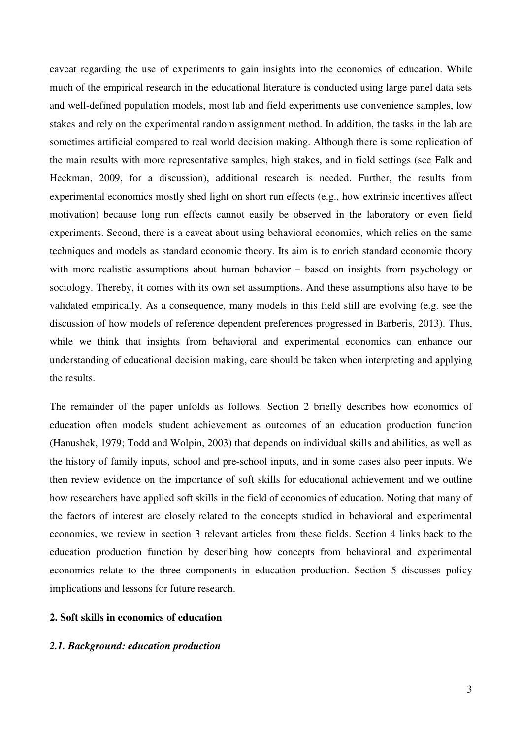caveat regarding the use of experiments to gain insights into the economics of education. While much of the empirical research in the educational literature is conducted using large panel data sets and well-defined population models, most lab and field experiments use convenience samples, low stakes and rely on the experimental random assignment method. In addition, the tasks in the lab are sometimes artificial compared to real world decision making. Although there is some replication of the main results with more representative samples, high stakes, and in field settings (see Falk and Heckman, 2009, for a discussion), additional research is needed. Further, the results from experimental economics mostly shed light on short run effects (e.g., how extrinsic incentives affect motivation) because long run effects cannot easily be observed in the laboratory or even field experiments. Second, there is a caveat about using behavioral economics, which relies on the same techniques and models as standard economic theory. Its aim is to enrich standard economic theory with more realistic assumptions about human behavior – based on insights from psychology or sociology. Thereby, it comes with its own set assumptions. And these assumptions also have to be validated empirically. As a consequence, many models in this field still are evolving (e.g. see the discussion of how models of reference dependent preferences progressed in Barberis, 2013). Thus, while we think that insights from behavioral and experimental economics can enhance our understanding of educational decision making, care should be taken when interpreting and applying the results.

The remainder of the paper unfolds as follows. Section 2 briefly describes how economics of education often models student achievement as outcomes of an education production function (Hanushek, 1979; Todd and Wolpin, 2003) that depends on individual skills and abilities, as well as the history of family inputs, school and pre-school inputs, and in some cases also peer inputs. We then review evidence on the importance of soft skills for educational achievement and we outline how researchers have applied soft skills in the field of economics of education. Noting that many of the factors of interest are closely related to the concepts studied in behavioral and experimental economics, we review in section 3 relevant articles from these fields. Section 4 links back to the education production function by describing how concepts from behavioral and experimental economics relate to the three components in education production. Section 5 discusses policy implications and lessons for future research.

## 2. Soft skills in economics of education

### *2.1. Background: education production*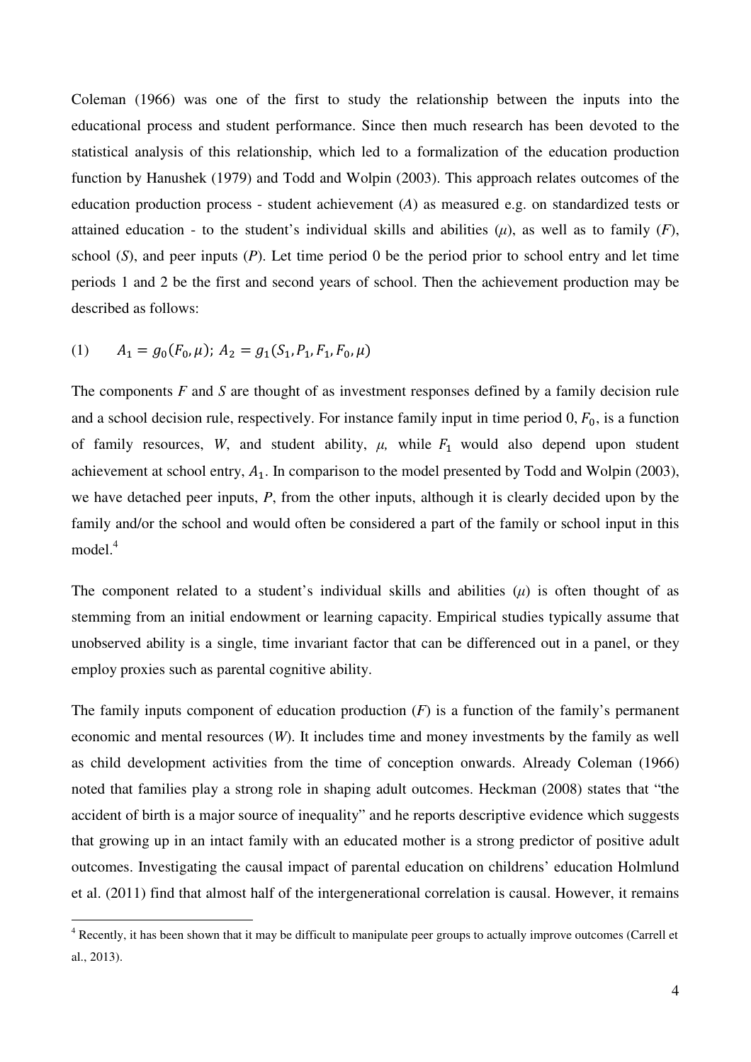Coleman (1966) was one of the first to study the relationship between the inputs into the educational process and student performance. Since then much research has been devoted to the statistical analysis of this relationship, which led to a formalization of the education production function by Hanushek (1979) and Todd and Wolpin (2003). This approach relates outcomes of the education production process - student achievement (*A*) as measured e.g. on standardized tests or attained education - to the student's individual skills and abilities ($\mu$), as well as to family (*F*), school (*S*), and peer inputs (*P*). Let time period 0 be the period prior to school entry and let time periods 1 and 2 be the first and second years of school. Then the achievement production may be described as follows:

$$(1) \qquad A_1 = g_0(F_0, \mu);\ A_2 = g_1(S_1, P_1, F_1, F_0, \mu)$$

The components *F* and *S* are thought of as investment responses defined by a family decision rule and a school decision rule, respectively. For instance family input in time period 0, $F_0$, is a function of family resources, *W*, and student ability, $\mu$, while $F_1$ would also depend upon student achievement at school entry, $A_1$. In comparison to the model presented by Todd and Wolpin (2003), we have detached peer inputs, *P*, from the other inputs, although it is clearly decided upon by the family and/or the school and would often be considered a part of the family or school input in this model.[4]

The component related to a student's individual skills and abilities ($\mu$) is often thought of as stemming from an initial endowment or learning capacity. Empirical studies typically assume that unobserved ability is a single, time invariant factor that can be differenced out in a panel, or they employ proxies such as parental cognitive ability.

The family inputs component of education production (*F*) is a function of the family's permanent economic and mental resources (*W*). It includes time and money investments by the family as well as child development activities from the time of conception onwards. Already Coleman (1966) noted that families play a strong role in shaping adult outcomes. Heckman (2008) states that "the accident of birth is a major source of inequality" and he reports descriptive evidence which suggests that growing up in an intact family with an educated mother is a strong predictor of positive adult outcomes. Investigating the causal impact of parental education on childrens' education Holmlund et al. (2011) find that almost half of the intergenerational correlation is causal. However, it remains

[4] Recently, it has been shown that it may be difficult to manipulate peer groups to actually improve outcomes (Carrell et al., 2013).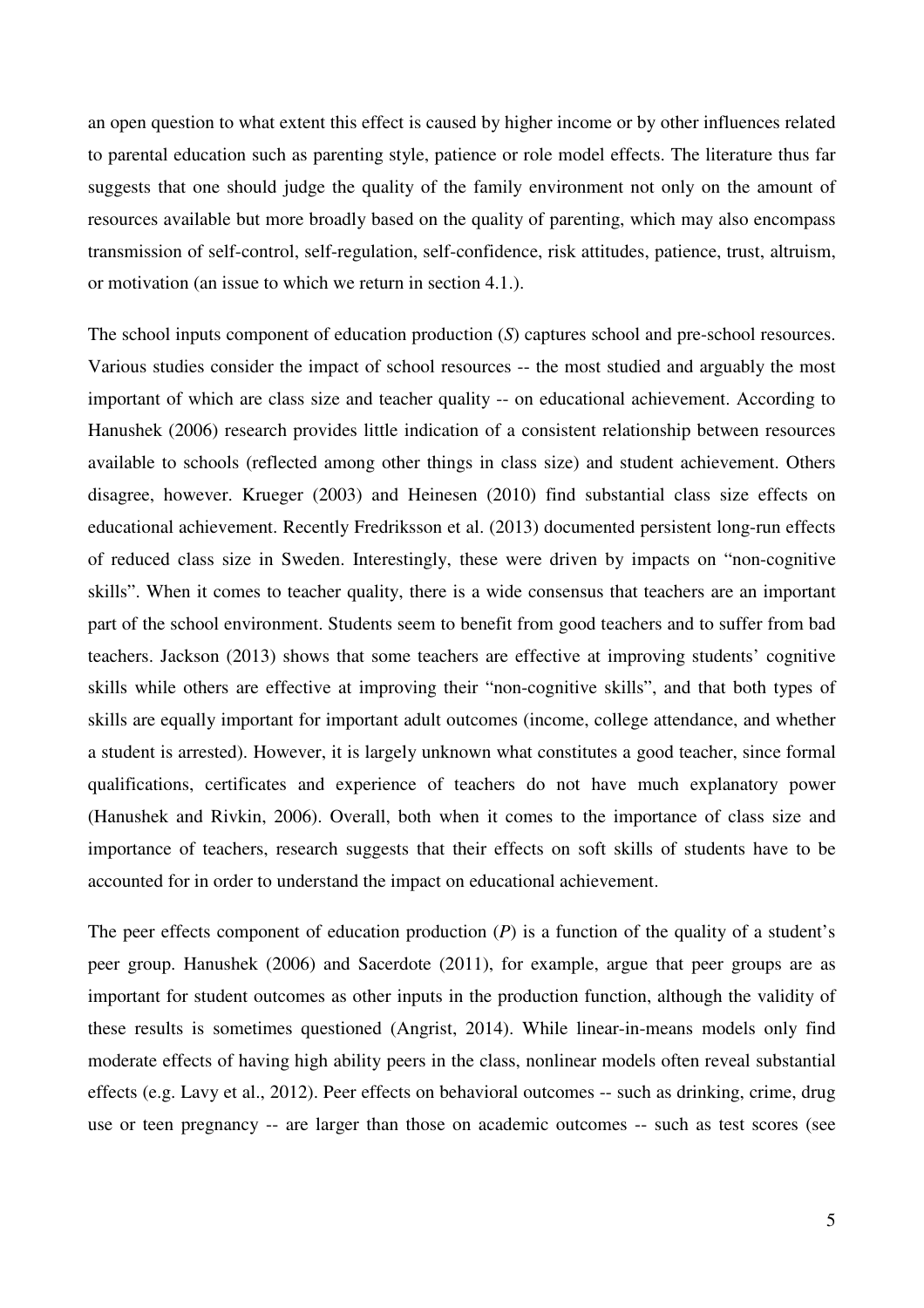an open question to what extent this effect is caused by higher income or by other influences related to parental education such as parenting style, patience or role model effects. The literature thus far suggests that one should judge the quality of the family environment not only on the amount of resources available but more broadly based on the quality of parenting, which may also encompass transmission of self-control, self-regulation, self-confidence, risk attitudes, patience, trust, altruism, or motivation (an issue to which we return in section 4.1.).

The school inputs component of education production (*S*) captures school and pre-school resources. Various studies consider the impact of school resources -- the most studied and arguably the most important of which are class size and teacher quality -- on educational achievement. According to Hanushek (2006) research provides little indication of a consistent relationship between resources available to schools (reflected among other things in class size) and student achievement. Others disagree, however. Krueger (2003) and Heinesen (2010) find substantial class size effects on educational achievement. Recently Fredriksson et al. (2013) documented persistent long-run effects of reduced class size in Sweden. Interestingly, these were driven by impacts on "non-cognitive skills". When it comes to teacher quality, there is a wide consensus that teachers are an important part of the school environment. Students seem to benefit from good teachers and to suffer from bad teachers. Jackson (2013) shows that some teachers are effective at improving students' cognitive skills while others are effective at improving their "non-cognitive skills", and that both types of skills are equally important for important adult outcomes (income, college attendance, and whether a student is arrested). However, it is largely unknown what constitutes a good teacher, since formal qualifications, certificates and experience of teachers do not have much explanatory power (Hanushek and Rivkin, 2006). Overall, both when it comes to the importance of class size and importance of teachers, research suggests that their effects on soft skills of students have to be accounted for in order to understand the impact on educational achievement.

The peer effects component of education production (*P*) is a function of the quality of a student's peer group. Hanushek (2006) and Sacerdote (2011), for example, argue that peer groups are as important for student outcomes as other inputs in the production function, although the validity of these results is sometimes questioned (Angrist, 2014). While linear-in-means models only find moderate effects of having high ability peers in the class, nonlinear models often reveal substantial effects (e.g. Lavy et al., 2012). Peer effects on behavioral outcomes -- such as drinking, crime, drug use or teen pregnancy -- are larger than those on academic outcomes -- such as test scores (see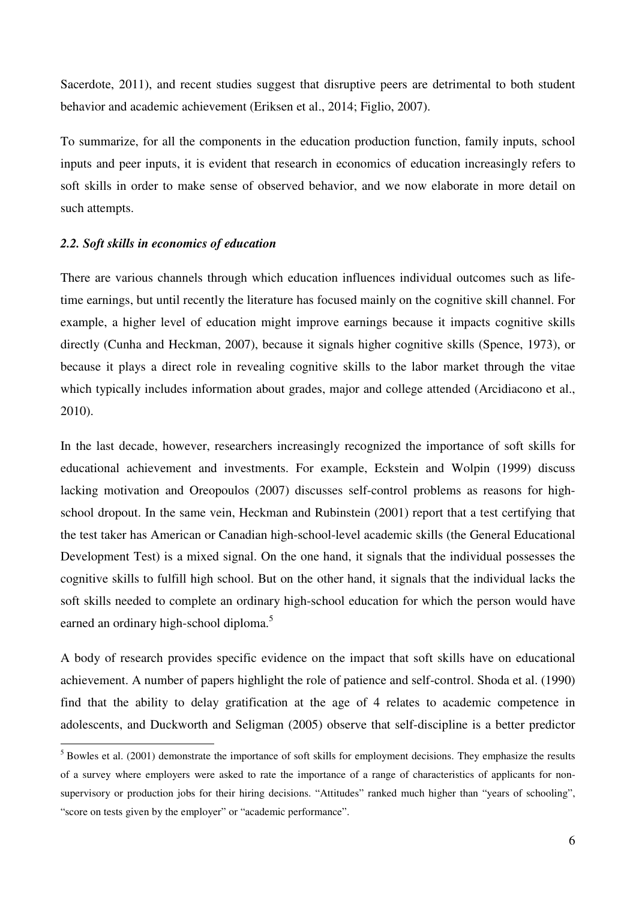Sacerdote, 2011), and recent studies suggest that disruptive peers are detrimental to both student behavior and academic achievement (Eriksen et al., 2014; Figlio, 2007).

To summarize, for all the components in the education production function, family inputs, school inputs and peer inputs, it is evident that research in economics of education increasingly refers to soft skills in order to make sense of observed behavior, and we now elaborate in more detail on such attempts.

### *2.2. Soft skills in economics of education*

There are various channels through which education influences individual outcomes such as life-time earnings, but until recently the literature has focused mainly on the cognitive skill channel. For example, a higher level of education might improve earnings because it impacts cognitive skills directly (Cunha and Heckman, 2007), because it signals higher cognitive skills (Spence, 1973), or because it plays a direct role in revealing cognitive skills to the labor market through the vitae which typically includes information about grades, major and college attended (Arcidiacono et al., 2010).

In the last decade, however, researchers increasingly recognized the importance of soft skills for educational achievement and investments. For example, Eckstein and Wolpin (1999) discuss lacking motivation and Oreopoulos (2007) discusses self-control problems as reasons for high-school dropout. In the same vein, Heckman and Rubinstein (2001) report that a test certifying that the test taker has American or Canadian high-school-level academic skills (the General Educational Development Test) is a mixed signal. On the one hand, it signals that the individual possesses the cognitive skills to fulfill high school. But on the other hand, it signals that the individual lacks the soft skills needed to complete an ordinary high-school education for which the person would have earned an ordinary high-school diploma.[5]

A body of research provides specific evidence on the impact that soft skills have on educational achievement. A number of papers highlight the role of patience and self-control. Shoda et al. (1990) find that the ability to delay gratification at the age of 4 relates to academic competence in adolescents, and Duckworth and Seligman (2005) observe that self-discipline is a better predictor

[5] Bowles et al. (2001) demonstrate the importance of soft skills for employment decisions. They emphasize the results of a survey where employers were asked to rate the importance of a range of characteristics of applicants for non-supervisory or production jobs for their hiring decisions. "Attitudes" ranked much higher than "years of schooling", "score on tests given by the employer" or "academic performance".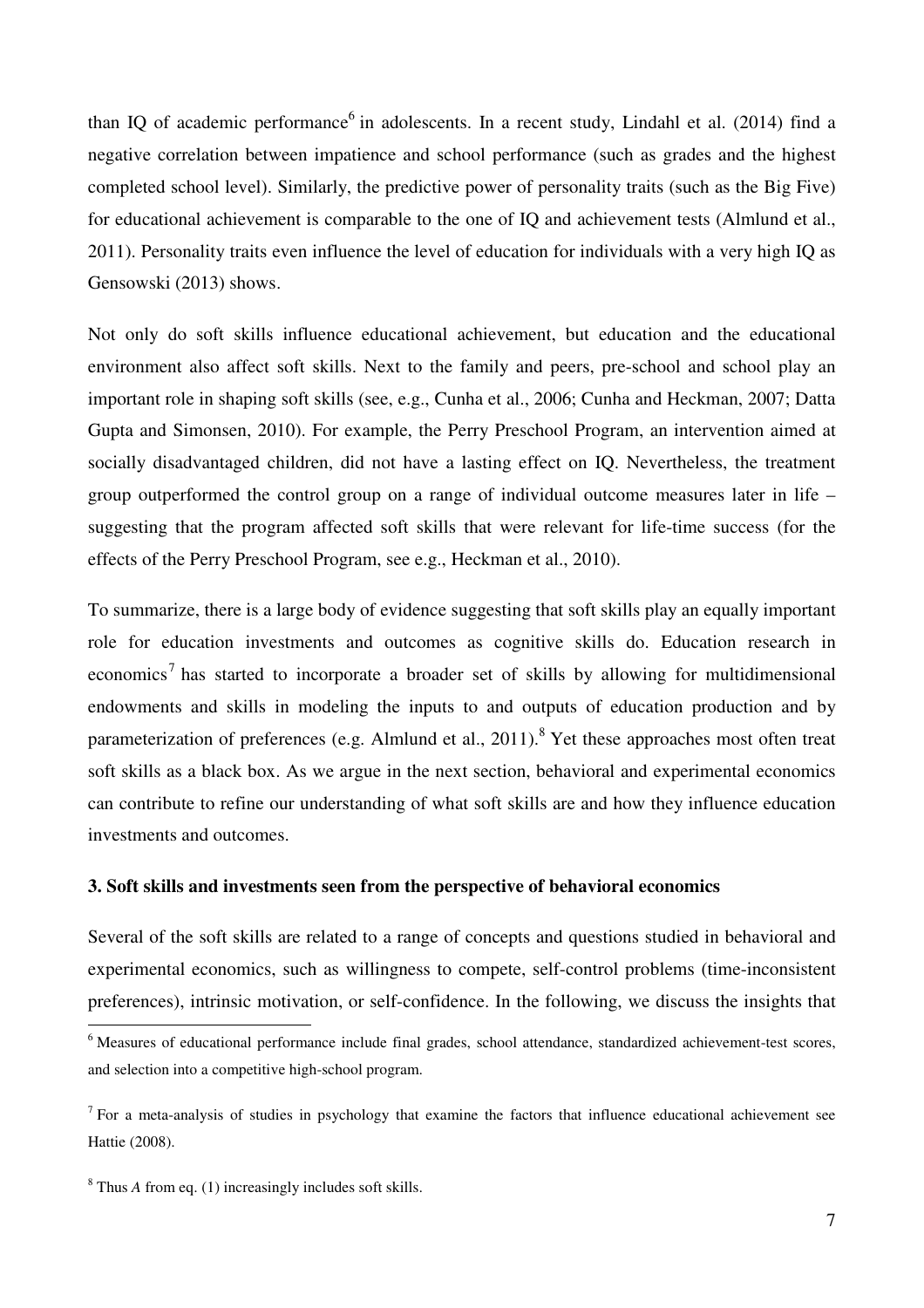than IQ of academic performance[6] in adolescents. In a recent study, Lindahl et al. (2014) find a negative correlation between impatience and school performance (such as grades and the highest completed school level). Similarly, the predictive power of personality traits (such as the Big Five) for educational achievement is comparable to the one of IQ and achievement tests (Almlund et al., 2011). Personality traits even influence the level of education for individuals with a very high IQ as Gensowski (2013) shows.

Not only do soft skills influence educational achievement, but education and the educational environment also affect soft skills. Next to the family and peers, pre-school and school play an important role in shaping soft skills (see, e.g., Cunha et al., 2006; Cunha and Heckman, 2007; Datta Gupta and Simonsen, 2010). For example, the Perry Preschool Program, an intervention aimed at socially disadvantaged children, did not have a lasting effect on IQ. Nevertheless, the treatment group outperformed the control group on a range of individual outcome measures later in life – suggesting that the program affected soft skills that were relevant for life-time success (for the effects of the Perry Preschool Program, see e.g., Heckman et al., 2010).

To summarize, there is a large body of evidence suggesting that soft skills play an equally important role for education investments and outcomes as cognitive skills do. Education research in economics[7] has started to incorporate a broader set of skills by allowing for multidimensional endowments and skills in modeling the inputs to and outputs of education production and by parameterization of preferences (e.g. Almlund et al., 2011).[8] Yet these approaches most often treat soft skills as a black box. As we argue in the next section, behavioral and experimental economics can contribute to refine our understanding of what soft skills are and how they influence education investments and outcomes.

### 3. Soft skills and investments seen from the perspective of behavioral economics

Several of the soft skills are related to a range of concepts and questions studied in behavioral and experimental economics, such as willingness to compete, self-control problems (time-inconsistent preferences), intrinsic motivation, or self-confidence. In the following, we discuss the insights that

---

[6] Measures of educational performance include final grades, school attendance, standardized achievement-test scores, and selection into a competitive high-school program.

[7] For a meta-analysis of studies in psychology that examine the factors that influence educational achievement see Hattie (2008).

[8] Thus $A$ from eq. (1) increasingly includes soft skills.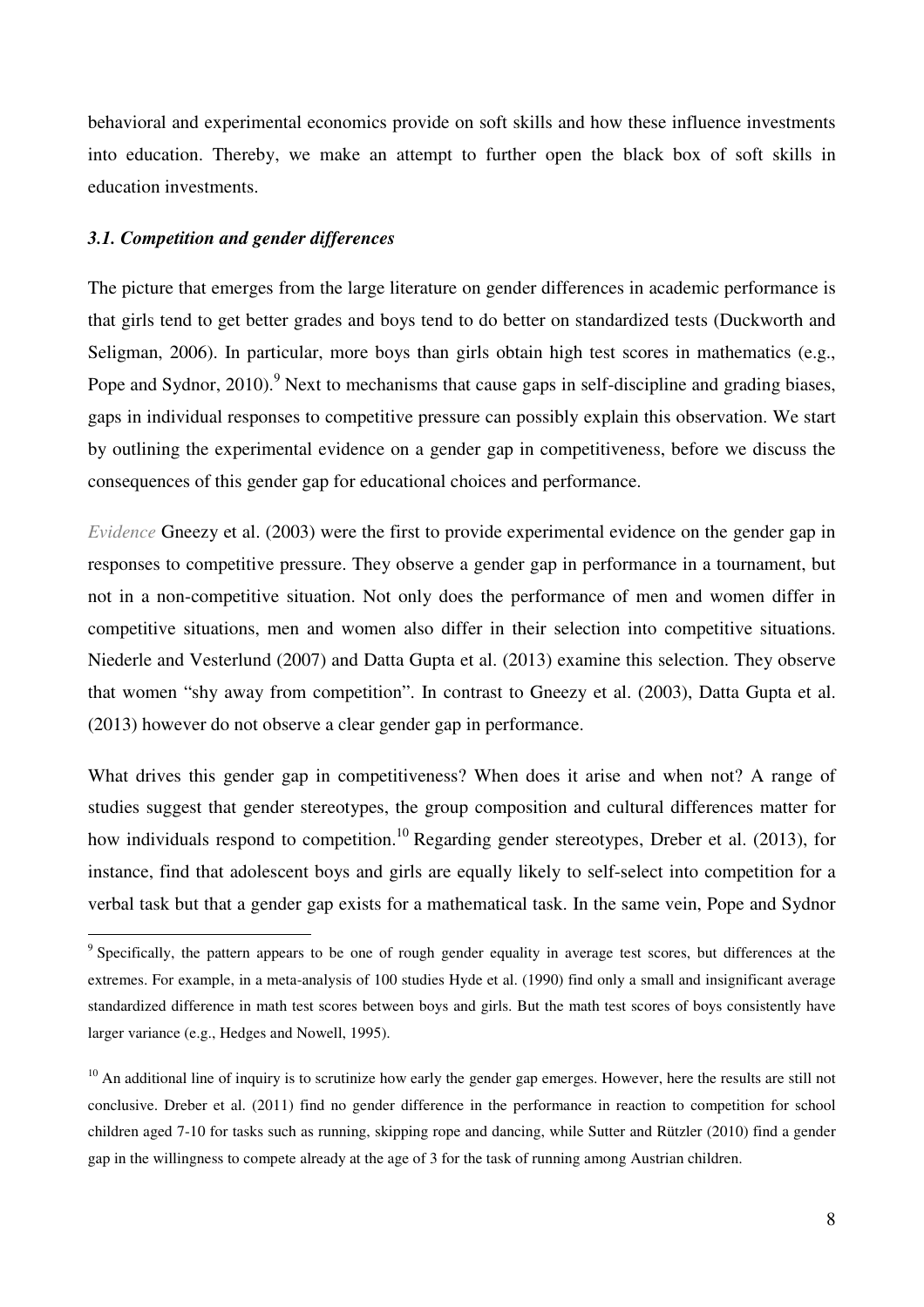behavioral and experimental economics provide on soft skills and how these influence investments into education. Thereby, we make an attempt to further open the black box of soft skills in education investments.

### *3.1. Competition and gender differences*

The picture that emerges from the large literature on gender differences in academic performance is that girls tend to get better grades and boys tend to do better on standardized tests (Duckworth and Seligman, 2006). In particular, more boys than girls obtain high test scores in mathematics (e.g., Pope and Sydnor, 2010).[9] Next to mechanisms that cause gaps in self-discipline and grading biases, gaps in individual responses to competitive pressure can possibly explain this observation. We start by outlining the experimental evidence on a gender gap in competitiveness, before we discuss the consequences of this gender gap for educational choices and performance.

*Evidence* Gneezy et al. (2003) were the first to provide experimental evidence on the gender gap in responses to competitive pressure. They observe a gender gap in performance in a tournament, but not in a non-competitive situation. Not only does the performance of men and women differ in competitive situations, men and women also differ in their selection into competitive situations. Niederle and Vesterlund (2007) and Datta Gupta et al. (2013) examine this selection. They observe that women "shy away from competition". In contrast to Gneezy et al. (2003), Datta Gupta et al. (2013) however do not observe a clear gender gap in performance.

What drives this gender gap in competitiveness? When does it arise and when not? A range of studies suggest that gender stereotypes, the group composition and cultural differences matter for how individuals respond to competition.[10] Regarding gender stereotypes, Dreber et al. (2013), for instance, find that adolescent boys and girls are equally likely to self-select into competition for a verbal task but that a gender gap exists for a mathematical task. In the same vein, Pope and Sydnor

---

[9] Specifically, the pattern appears to be one of rough gender equality in average test scores, but differences at the extremes. For example, in a meta-analysis of 100 studies Hyde et al. (1990) find only a small and insignificant average standardized difference in math test scores between boys and girls. But the math test scores of boys consistently have larger variance (e.g., Hedges and Nowell, 1995).

[10] An additional line of inquiry is to scrutinize how early the gender gap emerges. However, here the results are still not conclusive. Dreber et al. (2011) find no gender difference in the performance in reaction to competition for school children aged 7-10 for tasks such as running, skipping rope and dancing, while Sutter and Rützler (2010) find a gender gap in the willingness to compete already at the age of 3 for the task of running among Austrian children.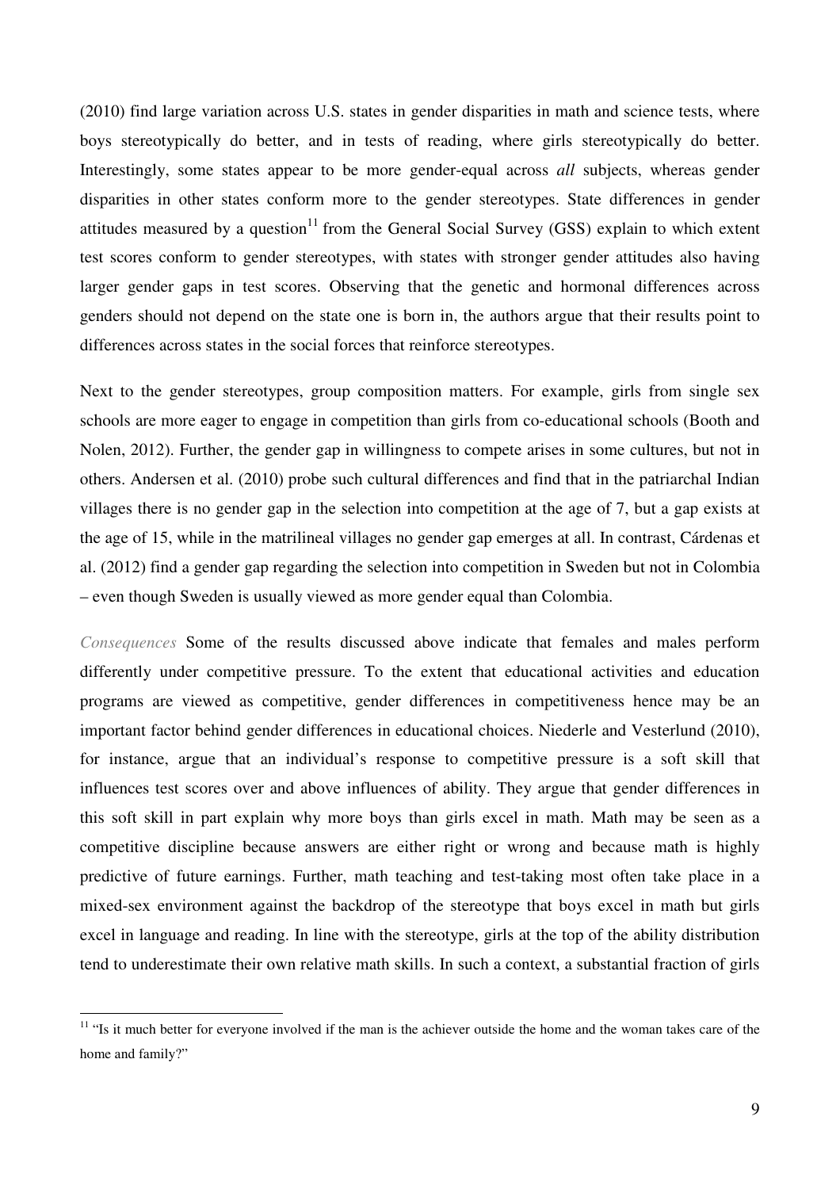(2010) find large variation across U.S. states in gender disparities in math and science tests, where boys stereotypically do better, and in tests of reading, where girls stereotypically do better. Interestingly, some states appear to be more gender-equal across *all* subjects, whereas gender disparities in other states conform more to the gender stereotypes. State differences in gender attitudes measured by a question[11] from the General Social Survey (GSS) explain to which extent test scores conform to gender stereotypes, with states with stronger gender attitudes also having larger gender gaps in test scores. Observing that the genetic and hormonal differences across genders should not depend on the state one is born in, the authors argue that their results point to differences across states in the social forces that reinforce stereotypes.

Next to the gender stereotypes, group composition matters. For example, girls from single sex schools are more eager to engage in competition than girls from co-educational schools (Booth and Nolen, 2012). Further, the gender gap in willingness to compete arises in some cultures, but not in others. Andersen et al. (2010) probe such cultural differences and find that in the patriarchal Indian villages there is no gender gap in the selection into competition at the age of 7, but a gap exists at the age of 15, while in the matrilineal villages no gender gap emerges at all. In contrast, Cárdenas et al. (2012) find a gender gap regarding the selection into competition in Sweden but not in Colombia – even though Sweden is usually viewed as more gender equal than Colombia.

*Consequences* Some of the results discussed above indicate that females and males perform differently under competitive pressure. To the extent that educational activities and education programs are viewed as competitive, gender differences in competitiveness hence may be an important factor behind gender differences in educational choices. Niederle and Vesterlund (2010), for instance, argue that an individual's response to competitive pressure is a soft skill that influences test scores over and above influences of ability. They argue that gender differences in this soft skill in part explain why more boys than girls excel in math. Math may be seen as a competitive discipline because answers are either right or wrong and because math is highly predictive of future earnings. Further, math teaching and test-taking most often take place in a mixed-sex environment against the backdrop of the stereotype that boys excel in math but girls excel in language and reading. In line with the stereotype, girls at the top of the ability distribution tend to underestimate their own relative math skills. In such a context, a substantial fraction of girls

[11] "Is it much better for everyone involved if the man is the achiever outside the home and the woman takes care of the home and family?"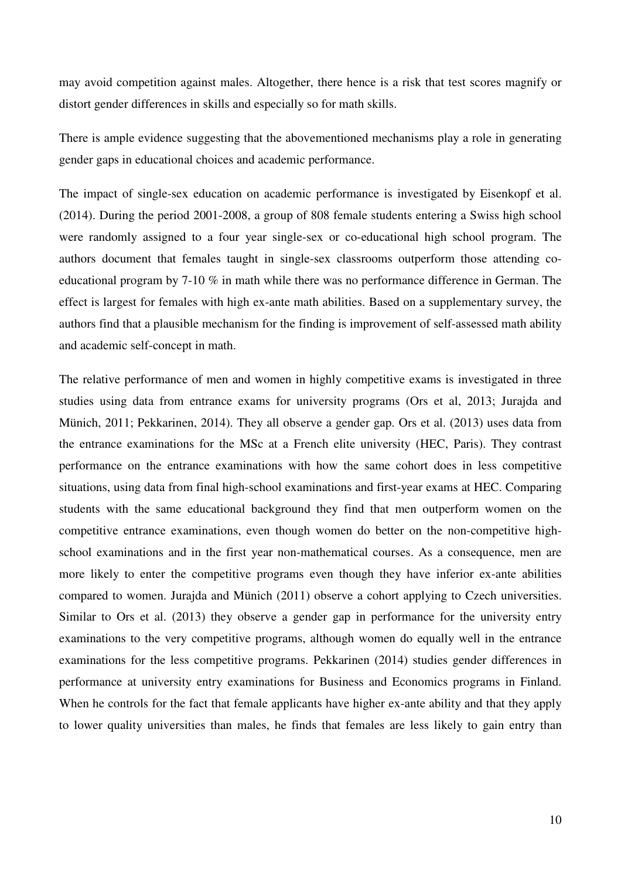may avoid competition against males. Altogether, there hence is a risk that test scores magnify or distort gender differences in skills and especially so for math skills.

There is ample evidence suggesting that the abovementioned mechanisms play a role in generating gender gaps in educational choices and academic performance.

The impact of single-sex education on academic performance is investigated by Eisenkopf et al. (2014). During the period 2001-2008, a group of 808 female students entering a Swiss high school were randomly assigned to a four year single-sex or co-educational high school program. The authors document that females taught in single-sex classrooms outperform those attending co-educational program by 7-10 % in math while there was no performance difference in German. The effect is largest for females with high ex-ante math abilities. Based on a supplementary survey, the authors find that a plausible mechanism for the finding is improvement of self-assessed math ability and academic self-concept in math.

The relative performance of men and women in highly competitive exams is investigated in three studies using data from entrance exams for university programs (Ors et al, 2013; Jurajda and Münich, 2011; Pekkarinen, 2014). They all observe a gender gap. Ors et al. (2013) uses data from the entrance examinations for the MSc at a French elite university (HEC, Paris). They contrast performance on the entrance examinations with how the same cohort does in less competitive situations, using data from final high-school examinations and first-year exams at HEC. Comparing students with the same educational background they find that men outperform women on the competitive entrance examinations, even though women do better on the non-competitive high-school examinations and in the first year non-mathematical courses. As a consequence, men are more likely to enter the competitive programs even though they have inferior ex-ante abilities compared to women. Jurajda and Münich (2011) observe a cohort applying to Czech universities. Similar to Ors et al. (2013) they observe a gender gap in performance for the university entry examinations to the very competitive programs, although women do equally well in the entrance examinations for the less competitive programs. Pekkarinen (2014) studies gender differences in performance at university entry examinations for Business and Economics programs in Finland. When he controls for the fact that female applicants have higher ex-ante ability and that they apply to lower quality universities than males, he finds that females are less likely to gain entry than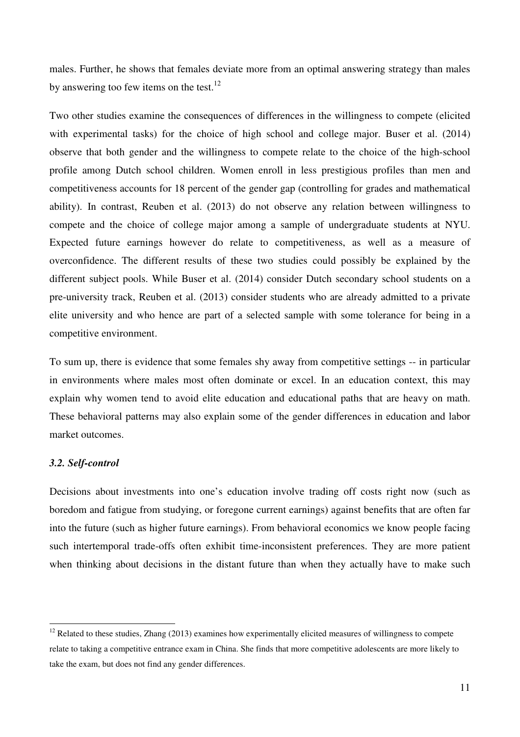males. Further, he shows that females deviate more from an optimal answering strategy than males by answering too few items on the test.[12]

Two other studies examine the consequences of differences in the willingness to compete (elicited with experimental tasks) for the choice of high school and college major. Buser et al. (2014) observe that both gender and the willingness to compete relate to the choice of the high-school profile among Dutch school children. Women enroll in less prestigious profiles than men and competitiveness accounts for 18 percent of the gender gap (controlling for grades and mathematical ability). In contrast, Reuben et al. (2013) do not observe any relation between willingness to compete and the choice of college major among a sample of undergraduate students at NYU. Expected future earnings however do relate to competitiveness, as well as a measure of overconfidence. The different results of these two studies could possibly be explained by the different subject pools. While Buser et al. (2014) consider Dutch secondary school students on a pre-university track, Reuben et al. (2013) consider students who are already admitted to a private elite university and who hence are part of a selected sample with some tolerance for being in a competitive environment.

To sum up, there is evidence that some females shy away from competitive settings -- in particular in environments where males most often dominate or excel. In an education context, this may explain why women tend to avoid elite education and educational paths that are heavy on math. These behavioral patterns may also explain some of the gender differences in education and labor market outcomes.

### *3.2. Self-control*

Decisions about investments into one's education involve trading off costs right now (such as boredom and fatigue from studying, or foregone current earnings) against benefits that are often far into the future (such as higher future earnings). From behavioral economics we know people facing such intertemporal trade-offs often exhibit time-inconsistent preferences. They are more patient when thinking about decisions in the distant future than when they actually have to make such

[12] Related to these studies, Zhang (2013) examines how experimentally elicited measures of willingness to compete relate to taking a competitive entrance exam in China. She finds that more competitive adolescents are more likely to take the exam, but does not find any gender differences.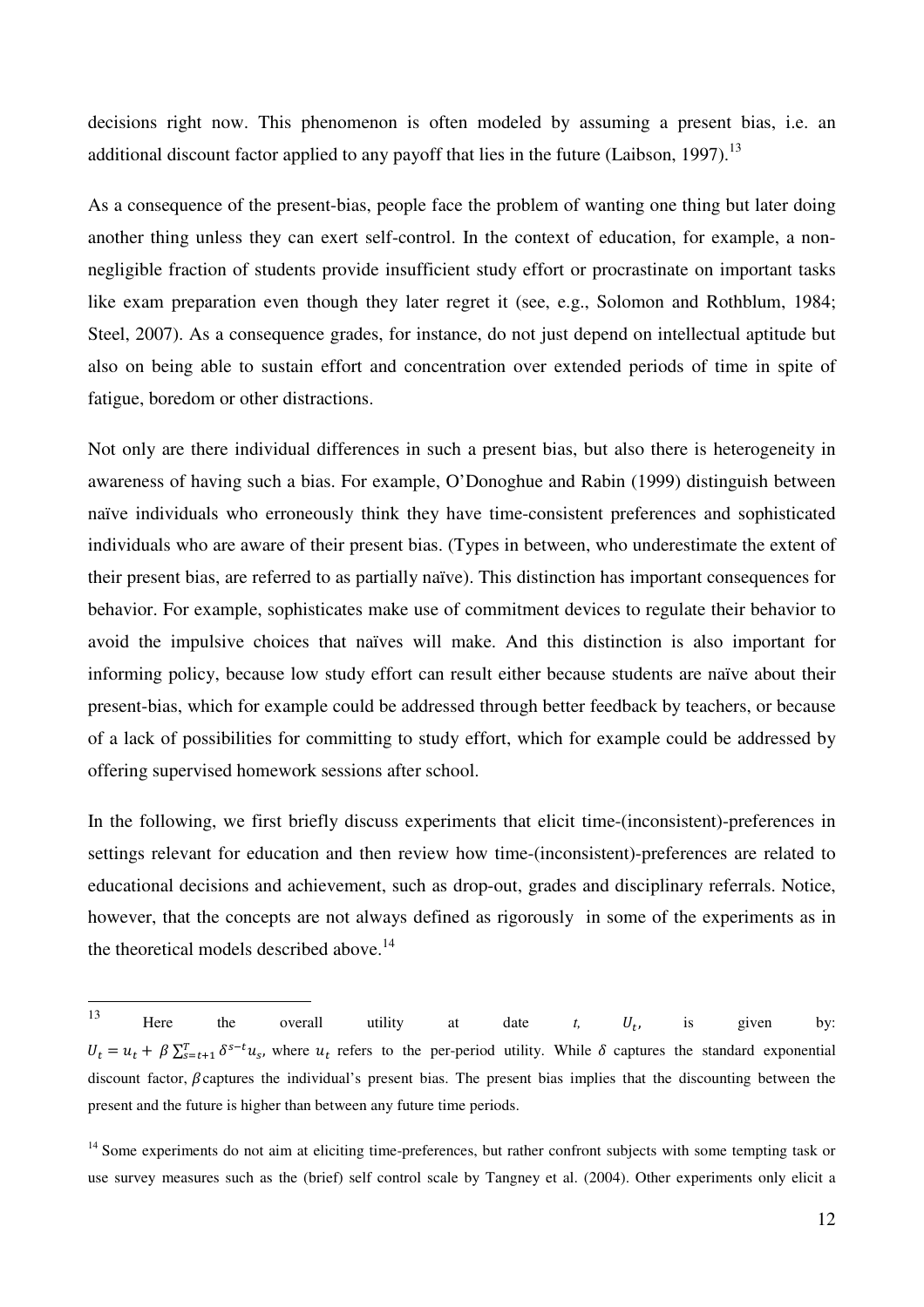decisions right now. This phenomenon is often modeled by assuming a present bias, i.e. an additional discount factor applied to any payoff that lies in the future (Laibson, 1997).[13]

As a consequence of the present-bias, people face the problem of wanting one thing but later doing another thing unless they can exert self-control. In the context of education, for example, a non-negligible fraction of students provide insufficient study effort or procrastinate on important tasks like exam preparation even though they later regret it (see, e.g., Solomon and Rothblum, 1984; Steel, 2007). As a consequence grades, for instance, do not just depend on intellectual aptitude but also on being able to sustain effort and concentration over extended periods of time in spite of fatigue, boredom or other distractions.

Not only are there individual differences in such a present bias, but also there is heterogeneity in awareness of having such a bias. For example, O'Donoghue and Rabin (1999) distinguish between naïve individuals who erroneously think they have time-consistent preferences and sophisticated individuals who are aware of their present bias. (Types in between, who underestimate the extent of their present bias, are referred to as partially naïve). This distinction has important consequences for behavior. For example, sophisticates make use of commitment devices to regulate their behavior to avoid the impulsive choices that naïves will make. And this distinction is also important for informing policy, because low study effort can result either because students are naïve about their present-bias, which for example could be addressed through better feedback by teachers, or because of a lack of possibilities for committing to study effort, which for example could be addressed by offering supervised homework sessions after school.

In the following, we first briefly discuss experiments that elicit time-(inconsistent)-preferences in settings relevant for education and then review how time-(inconsistent)-preferences are related to educational decisions and achievement, such as drop-out, grades and disciplinary referrals. Notice, however, that the concepts are not always defined as rigorously in some of the experiments as in the theoretical models described above.[14]

---

[13] Here the overall utility at date $t$, $U_t$, is given by: $U_t = u_t + \beta \sum_{s=t+1}^{T} \delta^{s-t} u_s$, where $u_t$ refers to the per-period utility. While $\delta$ captures the standard exponential discount factor, $\beta$ captures the individual's present bias. The present bias implies that the discounting between the present and the future is higher than between any future time periods.

[14] Some experiments do not aim at eliciting time-preferences, but rather confront subjects with some tempting task or use survey measures such as the (brief) self control scale by Tangney et al. (2004). Other experiments only elicit a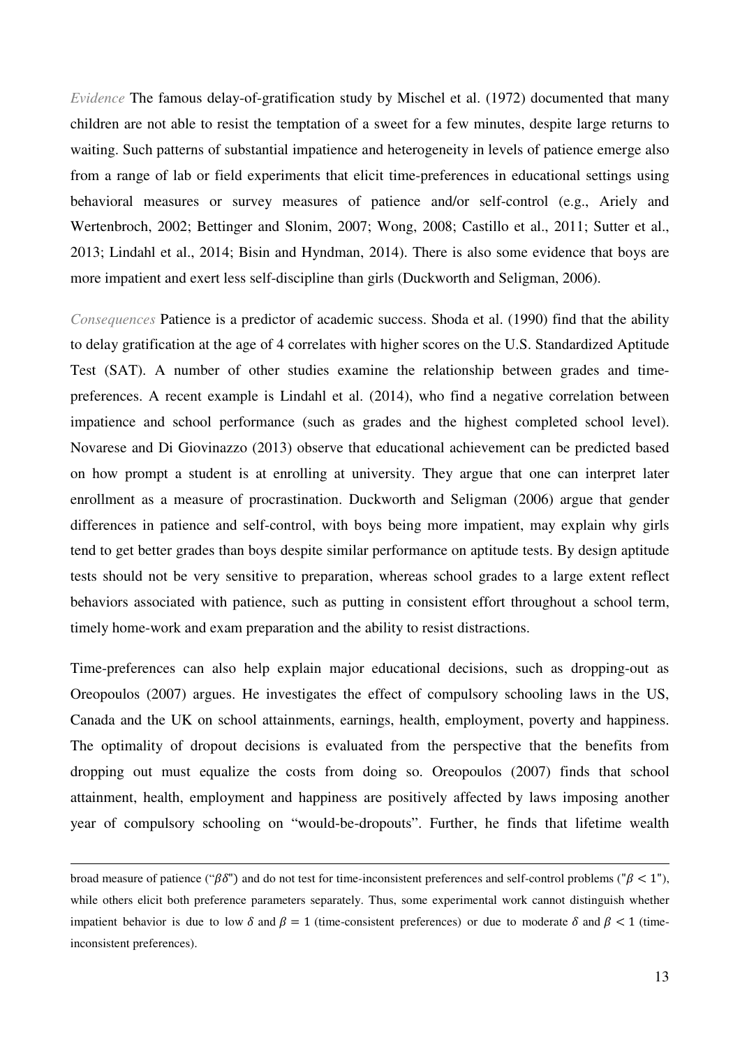*Evidence* The famous delay-of-gratification study by Mischel et al. (1972) documented that many children are not able to resist the temptation of a sweet for a few minutes, despite large returns to waiting. Such patterns of substantial impatience and heterogeneity in levels of patience emerge also from a range of lab or field experiments that elicit time-preferences in educational settings using behavioral measures or survey measures of patience and/or self-control (e.g., Ariely and Wertenbroch, 2002; Bettinger and Slonim, 2007; Wong, 2008; Castillo et al., 2011; Sutter et al., 2013; Lindahl et al., 2014; Bisin and Hyndman, 2014). There is also some evidence that boys are more impatient and exert less self-discipline than girls (Duckworth and Seligman, 2006).

*Consequences* Patience is a predictor of academic success. Shoda et al. (1990) find that the ability to delay gratification at the age of 4 correlates with higher scores on the U.S. Standardized Aptitude Test (SAT). A number of other studies examine the relationship between grades and time-preferences. A recent example is Lindahl et al. (2014), who find a negative correlation between impatience and school performance (such as grades and the highest completed school level). Novarese and Di Giovinazzo (2013) observe that educational achievement can be predicted based on how prompt a student is at enrolling at university. They argue that one can interpret later enrollment as a measure of procrastination. Duckworth and Seligman (2006) argue that gender differences in patience and self-control, with boys being more impatient, may explain why girls tend to get better grades than boys despite similar performance on aptitude tests. By design aptitude tests should not be very sensitive to preparation, whereas school grades to a large extent reflect behaviors associated with patience, such as putting in consistent effort throughout a school term, timely home-work and exam preparation and the ability to resist distractions.

Time-preferences can also help explain major educational decisions, such as dropping-out as Oreopoulos (2007) argues. He investigates the effect of compulsory schooling laws in the US, Canada and the UK on school attainments, earnings, health, employment, poverty and happiness. The optimality of dropout decisions is evaluated from the perspective that the benefits from dropping out must equalize the costs from doing so. Oreopoulos (2007) finds that school attainment, health, employment and happiness are positively affected by laws imposing another year of compulsory schooling on "would-be-dropouts". Further, he finds that lifetime wealth

---

broad measure of patience ("$\beta\delta$") and do not test for time-inconsistent preferences and self-control problems ("$\beta < 1$"), while others elicit both preference parameters separately. Thus, some experimental work cannot distinguish whether impatient behavior is due to low $\delta$ and $\beta = 1$ (time-consistent preferences) or due to moderate $\delta$ and $\beta < 1$ (time-inconsistent preferences).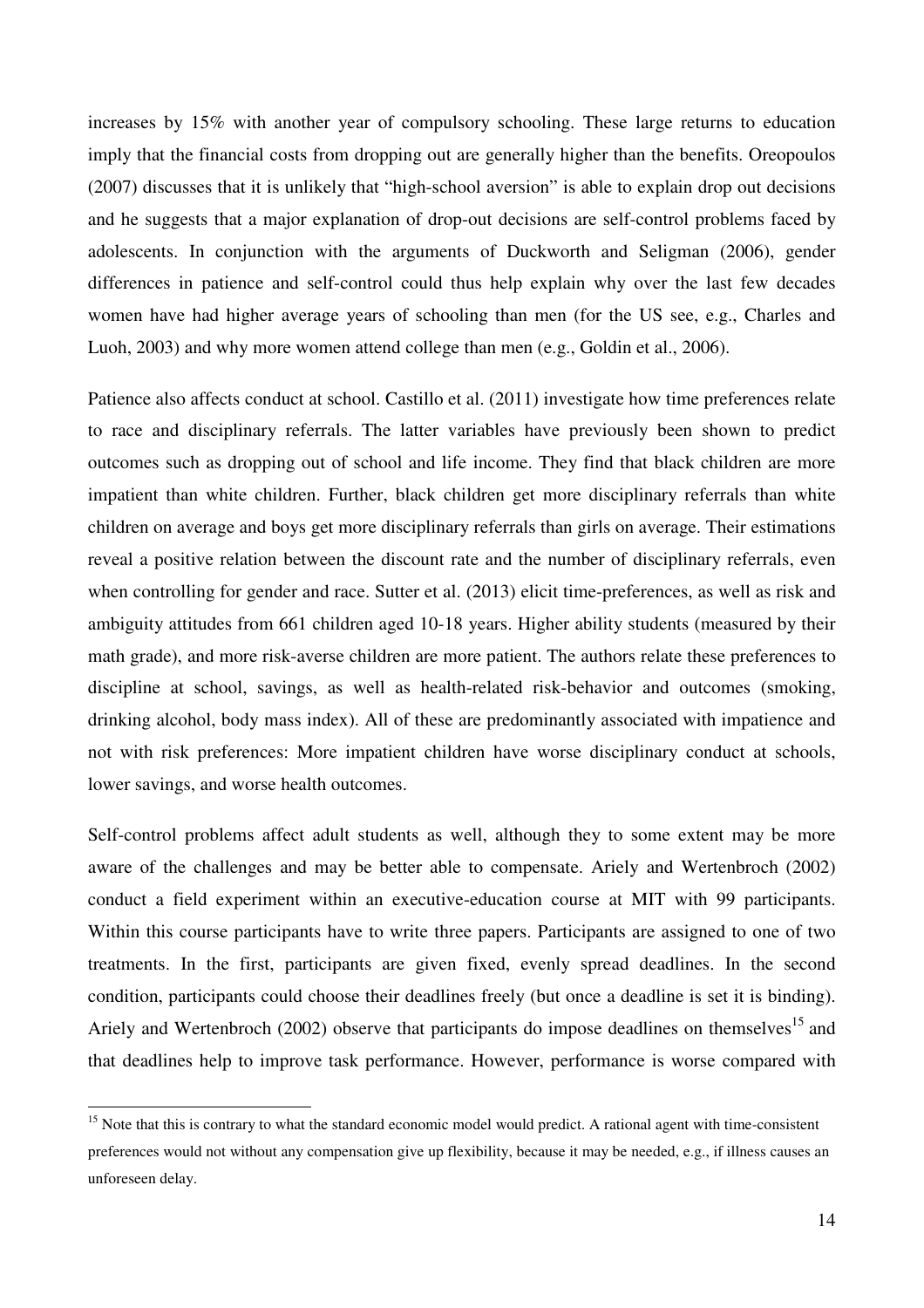increases by 15% with another year of compulsory schooling. These large returns to education imply that the financial costs from dropping out are generally higher than the benefits. Oreopoulos (2007) discusses that it is unlikely that "high-school aversion" is able to explain drop out decisions and he suggests that a major explanation of drop-out decisions are self-control problems faced by adolescents. In conjunction with the arguments of Duckworth and Seligman (2006), gender differences in patience and self-control could thus help explain why over the last few decades women have had higher average years of schooling than men (for the US see, e.g., Charles and Luoh, 2003) and why more women attend college than men (e.g., Goldin et al., 2006).

Patience also affects conduct at school. Castillo et al. (2011) investigate how time preferences relate to race and disciplinary referrals. The latter variables have previously been shown to predict outcomes such as dropping out of school and life income. They find that black children are more impatient than white children. Further, black children get more disciplinary referrals than white children on average and boys get more disciplinary referrals than girls on average. Their estimations reveal a positive relation between the discount rate and the number of disciplinary referrals, even when controlling for gender and race. Sutter et al. (2013) elicit time-preferences, as well as risk and ambiguity attitudes from 661 children aged 10-18 years. Higher ability students (measured by their math grade), and more risk-averse children are more patient. The authors relate these preferences to discipline at school, savings, as well as health-related risk-behavior and outcomes (smoking, drinking alcohol, body mass index). All of these are predominantly associated with impatience and not with risk preferences: More impatient children have worse disciplinary conduct at schools, lower savings, and worse health outcomes.

Self-control problems affect adult students as well, although they to some extent may be more aware of the challenges and may be better able to compensate. Ariely and Wertenbroch (2002) conduct a field experiment within an executive-education course at MIT with 99 participants. Within this course participants have to write three papers. Participants are assigned to one of two treatments. In the first, participants are given fixed, evenly spread deadlines. In the second condition, participants could choose their deadlines freely (but once a deadline is set it is binding). Ariely and Wertenbroch (2002) observe that participants do impose deadlines on themselves[15] and that deadlines help to improve task performance. However, performance is worse compared with

[15] Note that this is contrary to what the standard economic model would predict. A rational agent with time-consistent preferences would not without any compensation give up flexibility, because it may be needed, e.g., if illness causes an unforeseen delay.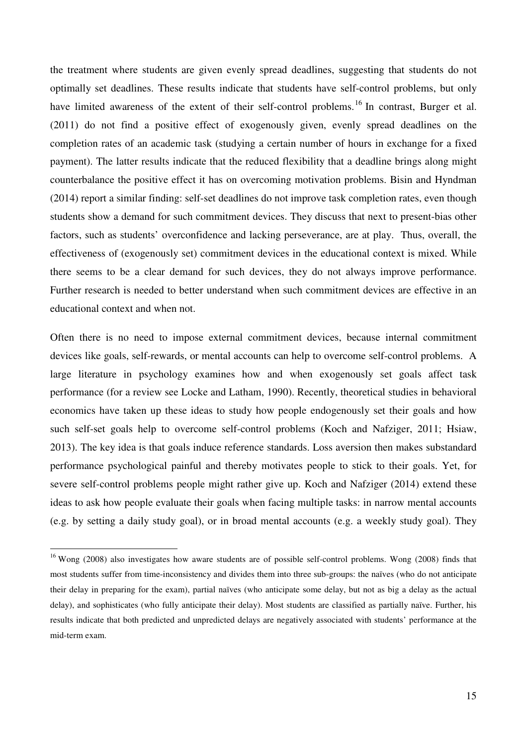the treatment where students are given evenly spread deadlines, suggesting that students do not optimally set deadlines. These results indicate that students have self-control problems, but only have limited awareness of the extent of their self-control problems.[16] In contrast, Burger et al. (2011) do not find a positive effect of exogenously given, evenly spread deadlines on the completion rates of an academic task (studying a certain number of hours in exchange for a fixed payment). The latter results indicate that the reduced flexibility that a deadline brings along might counterbalance the positive effect it has on overcoming motivation problems. Bisin and Hyndman (2014) report a similar finding: self-set deadlines do not improve task completion rates, even though students show a demand for such commitment devices. They discuss that next to present-bias other factors, such as students' overconfidence and lacking perseverance, are at play. Thus, overall, the effectiveness of (exogenously set) commitment devices in the educational context is mixed. While there seems to be a clear demand for such devices, they do not always improve performance. Further research is needed to better understand when such commitment devices are effective in an educational context and when not.

Often there is no need to impose external commitment devices, because internal commitment devices like goals, self-rewards, or mental accounts can help to overcome self-control problems. A large literature in psychology examines how and when exogenously set goals affect task performance (for a review see Locke and Latham, 1990). Recently, theoretical studies in behavioral economics have taken up these ideas to study how people endogenously set their goals and how such self-set goals help to overcome self-control problems (Koch and Nafziger, 2011; Hsiaw, 2013). The key idea is that goals induce reference standards. Loss aversion then makes substandard performance psychological painful and thereby motivates people to stick to their goals. Yet, for severe self-control problems people might rather give up. Koch and Nafziger (2014) extend these ideas to ask how people evaluate their goals when facing multiple tasks: in narrow mental accounts (e.g. by setting a daily study goal), or in broad mental accounts (e.g. a weekly study goal). They

[16] Wong (2008) also investigates how aware students are of possible self-control problems. Wong (2008) finds that most students suffer from time-inconsistency and divides them into three sub-groups: the naïves (who do not anticipate their delay in preparing for the exam), partial naïves (who anticipate some delay, but not as big a delay as the actual delay), and sophisticates (who fully anticipate their delay). Most students are classified as partially naïve. Further, his results indicate that both predicted and unpredicted delays are negatively associated with students' performance at the mid-term exam.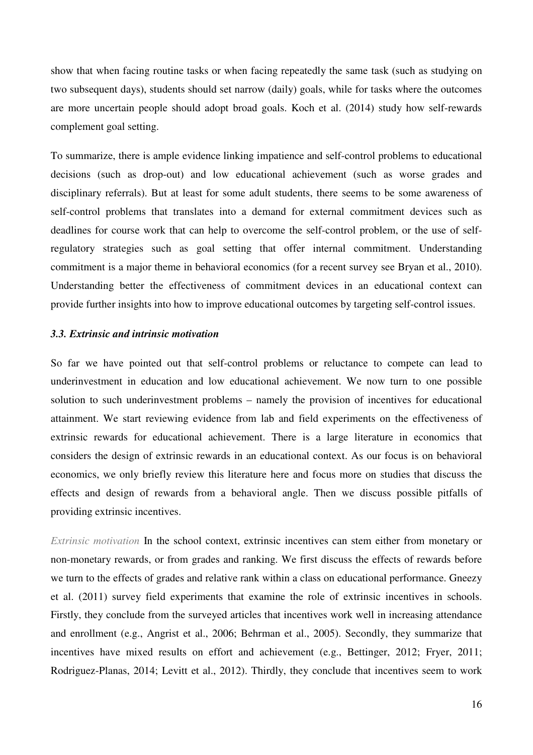show that when facing routine tasks or when facing repeatedly the same task (such as studying on two subsequent days), students should set narrow (daily) goals, while for tasks where the outcomes are more uncertain people should adopt broad goals. Koch et al. (2014) study how self-rewards complement goal setting.

To summarize, there is ample evidence linking impatience and self-control problems to educational decisions (such as drop-out) and low educational achievement (such as worse grades and disciplinary referrals). But at least for some adult students, there seems to be some awareness of self-control problems that translates into a demand for external commitment devices such as deadlines for course work that can help to overcome the self-control problem, or the use of self-regulatory strategies such as goal setting that offer internal commitment. Understanding commitment is a major theme in behavioral economics (for a recent survey see Bryan et al., 2010). Understanding better the effectiveness of commitment devices in an educational context can provide further insights into how to improve educational outcomes by targeting self-control issues.

### *3.3. Extrinsic and intrinsic motivation*

So far we have pointed out that self-control problems or reluctance to compete can lead to underinvestment in education and low educational achievement. We now turn to one possible solution to such underinvestment problems – namely the provision of incentives for educational attainment. We start reviewing evidence from lab and field experiments on the effectiveness of extrinsic rewards for educational achievement. There is a large literature in economics that considers the design of extrinsic rewards in an educational context. As our focus is on behavioral economics, we only briefly review this literature here and focus more on studies that discuss the effects and design of rewards from a behavioral angle. Then we discuss possible pitfalls of providing extrinsic incentives.

*Extrinsic motivation* In the school context, extrinsic incentives can stem either from monetary or non-monetary rewards, or from grades and ranking. We first discuss the effects of rewards before we turn to the effects of grades and relative rank within a class on educational performance. Gneezy et al. (2011) survey field experiments that examine the role of extrinsic incentives in schools. Firstly, they conclude from the surveyed articles that incentives work well in increasing attendance and enrollment (e.g., Angrist et al., 2006; Behrman et al., 2005). Secondly, they summarize that incentives have mixed results on effort and achievement (e.g., Bettinger, 2012; Fryer, 2011; Rodriguez-Planas, 2014; Levitt et al., 2012). Thirdly, they conclude that incentives seem to work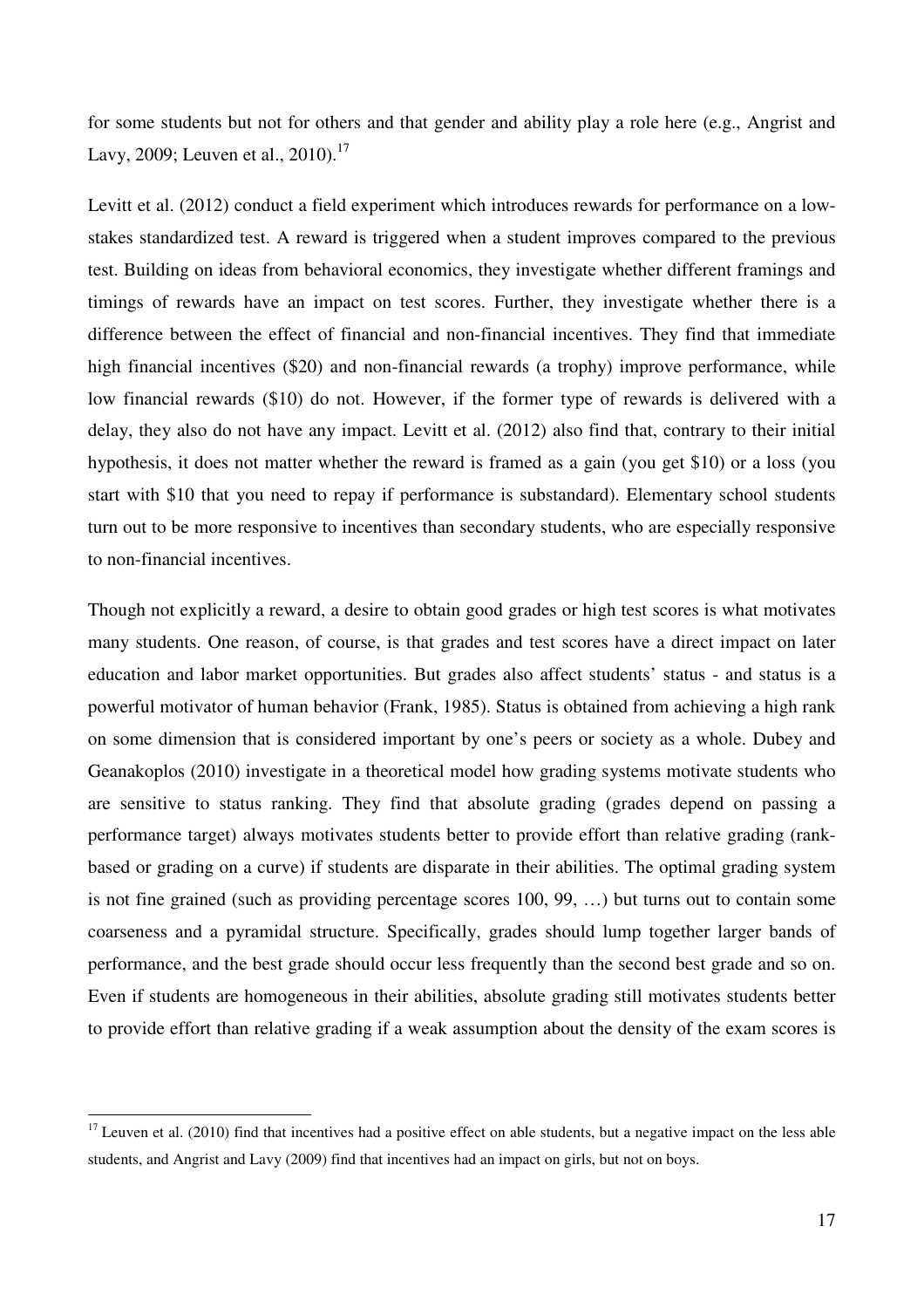for some students but not for others and that gender and ability play a role here (e.g., Angrist and Lavy, 2009; Leuven et al., 2010).[17]

Levitt et al. (2012) conduct a field experiment which introduces rewards for performance on a low-stakes standardized test. A reward is triggered when a student improves compared to the previous test. Building on ideas from behavioral economics, they investigate whether different framings and timings of rewards have an impact on test scores. Further, they investigate whether there is a difference between the effect of financial and non-financial incentives. They find that immediate high financial incentives ($20) and non-financial rewards (a trophy) improve performance, while low financial rewards ($10) do not. However, if the former type of rewards is delivered with a delay, they also do not have any impact. Levitt et al. (2012) also find that, contrary to their initial hypothesis, it does not matter whether the reward is framed as a gain (you get $10) or a loss (you start with $10 that you need to repay if performance is substandard). Elementary school students turn out to be more responsive to incentives than secondary students, who are especially responsive to non-financial incentives.

Though not explicitly a reward, a desire to obtain good grades or high test scores is what motivates many students. One reason, of course, is that grades and test scores have a direct impact on later education and labor market opportunities. But grades also affect students' status - and status is a powerful motivator of human behavior (Frank, 1985). Status is obtained from achieving a high rank on some dimension that is considered important by one's peers or society as a whole. Dubey and Geanakoplos (2010) investigate in a theoretical model how grading systems motivate students who are sensitive to status ranking. They find that absolute grading (grades depend on passing a performance target) always motivates students better to provide effort than relative grading (rank-based or grading on a curve) if students are disparate in their abilities. The optimal grading system is not fine grained (such as providing percentage scores 100, 99, …) but turns out to contain some coarseness and a pyramidal structure. Specifically, grades should lump together larger bands of performance, and the best grade should occur less frequently than the second best grade and so on. Even if students are homogeneous in their abilities, absolute grading still motivates students better to provide effort than relative grading if a weak assumption about the density of the exam scores is

[17] Leuven et al. (2010) find that incentives had a positive effect on able students, but a negative impact on the less able students, and Angrist and Lavy (2009) find that incentives had an impact on girls, but not on boys.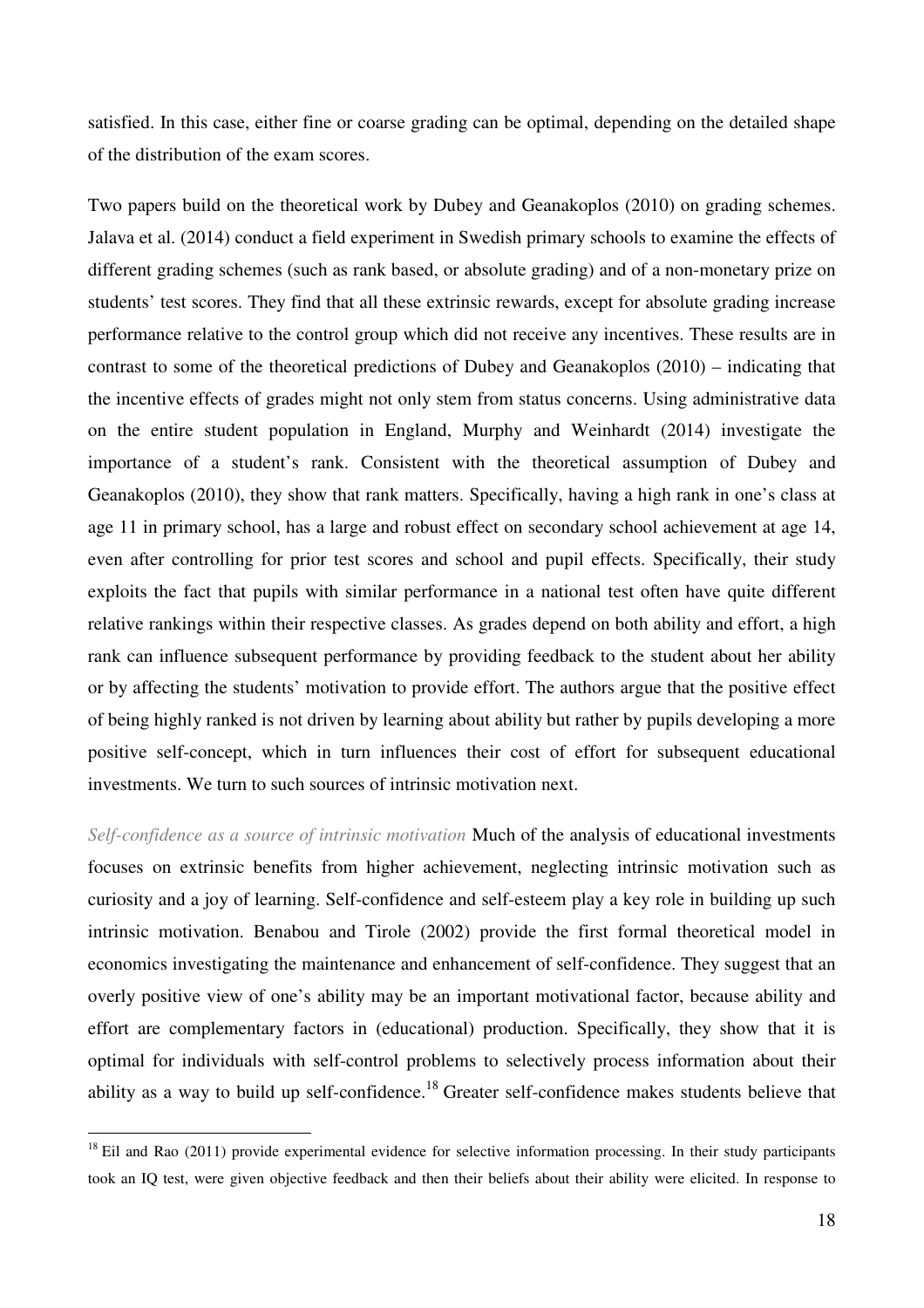satisfied. In this case, either fine or coarse grading can be optimal, depending on the detailed shape of the distribution of the exam scores.

Two papers build on the theoretical work by Dubey and Geanakoplos (2010) on grading schemes. Jalava et al. (2014) conduct a field experiment in Swedish primary schools to examine the effects of different grading schemes (such as rank based, or absolute grading) and of a non-monetary prize on students' test scores. They find that all these extrinsic rewards, except for absolute grading increase performance relative to the control group which did not receive any incentives. These results are in contrast to some of the theoretical predictions of Dubey and Geanakoplos (2010) – indicating that the incentive effects of grades might not only stem from status concerns. Using administrative data on the entire student population in England, Murphy and Weinhardt (2014) investigate the importance of a student's rank. Consistent with the theoretical assumption of Dubey and Geanakoplos (2010), they show that rank matters. Specifically, having a high rank in one's class at age 11 in primary school, has a large and robust effect on secondary school achievement at age 14, even after controlling for prior test scores and school and pupil effects. Specifically, their study exploits the fact that pupils with similar performance in a national test often have quite different relative rankings within their respective classes. As grades depend on both ability and effort, a high rank can influence subsequent performance by providing feedback to the student about her ability or by affecting the students' motivation to provide effort. The authors argue that the positive effect of being highly ranked is not driven by learning about ability but rather by pupils developing a more positive self-concept, which in turn influences their cost of effort for subsequent educational investments. We turn to such sources of intrinsic motivation next.

*Self-confidence as a source of intrinsic motivation* Much of the analysis of educational investments focuses on extrinsic benefits from higher achievement, neglecting intrinsic motivation such as curiosity and a joy of learning. Self-confidence and self-esteem play a key role in building up such intrinsic motivation. Benabou and Tirole (2002) provide the first formal theoretical model in economics investigating the maintenance and enhancement of self-confidence. They suggest that an overly positive view of one's ability may be an important motivational factor, because ability and effort are complementary factors in (educational) production. Specifically, they show that it is optimal for individuals with self-control problems to selectively process information about their ability as a way to build up self-confidence.[18] Greater self-confidence makes students believe that

[18] Eil and Rao (2011) provide experimental evidence for selective information processing. In their study participants took an IQ test, were given objective feedback and then their beliefs about their ability were elicited. In response to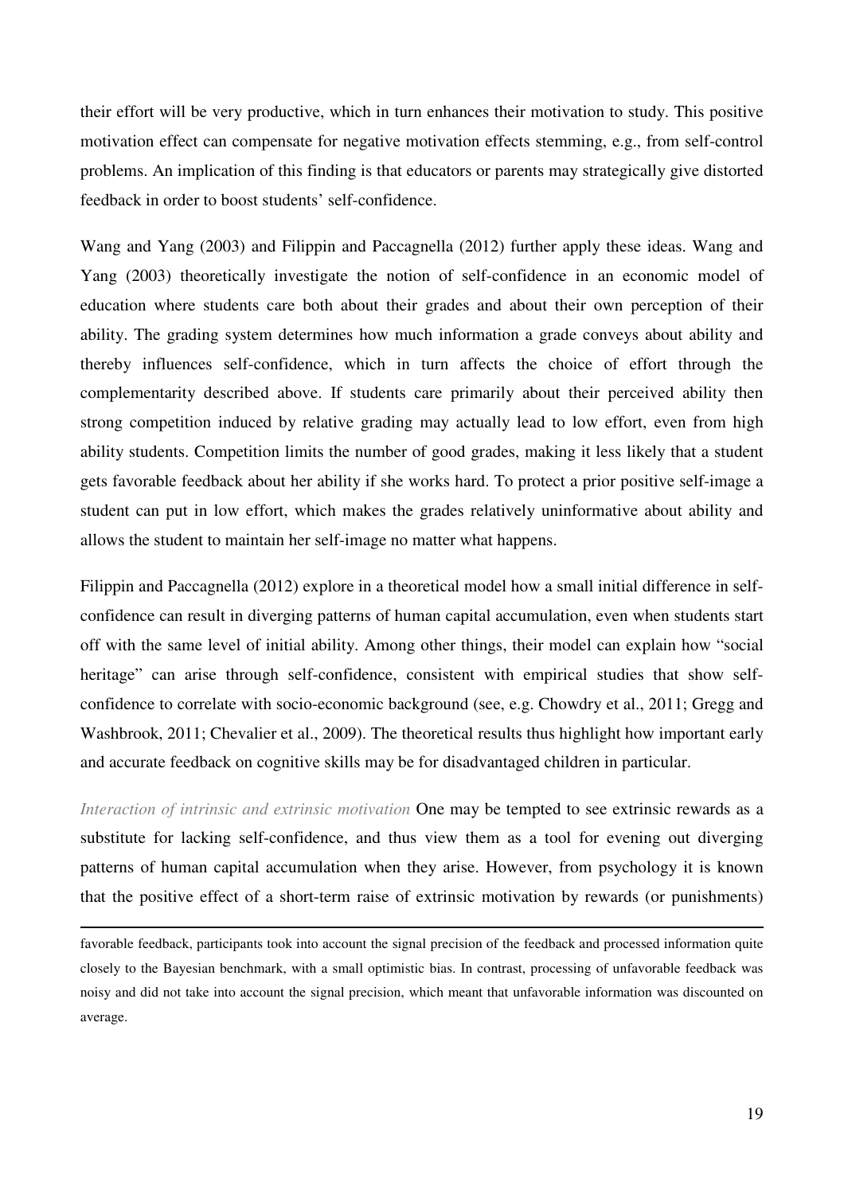their effort will be very productive, which in turn enhances their motivation to study. This positive motivation effect can compensate for negative motivation effects stemming, e.g., from self-control problems. An implication of this finding is that educators or parents may strategically give distorted feedback in order to boost students' self-confidence.

Wang and Yang (2003) and Filippin and Paccagnella (2012) further apply these ideas. Wang and Yang (2003) theoretically investigate the notion of self-confidence in an economic model of education where students care both about their grades and about their own perception of their ability. The grading system determines how much information a grade conveys about ability and thereby influences self-confidence, which in turn affects the choice of effort through the complementarity described above. If students care primarily about their perceived ability then strong competition induced by relative grading may actually lead to low effort, even from high ability students. Competition limits the number of good grades, making it less likely that a student gets favorable feedback about her ability if she works hard. To protect a prior positive self-image a student can put in low effort, which makes the grades relatively uninformative about ability and allows the student to maintain her self-image no matter what happens.

Filippin and Paccagnella (2012) explore in a theoretical model how a small initial difference in self-confidence can result in diverging patterns of human capital accumulation, even when students start off with the same level of initial ability. Among other things, their model can explain how "social heritage" can arise through self-confidence, consistent with empirical studies that show self-confidence to correlate with socio-economic background (see, e.g. Chowdry et al., 2011; Gregg and Washbrook, 2011; Chevalier et al., 2009). The theoretical results thus highlight how important early and accurate feedback on cognitive skills may be for disadvantaged children in particular.

*Interaction of intrinsic and extrinsic motivation* One may be tempted to see extrinsic rewards as a substitute for lacking self-confidence, and thus view them as a tool for evening out diverging patterns of human capital accumulation when they arise. However, from psychology it is known that the positive effect of a short-term raise of extrinsic motivation by rewards (or punishments)

favorable feedback, participants took into account the signal precision of the feedback and processed information quite closely to the Bayesian benchmark, with a small optimistic bias. In contrast, processing of unfavorable feedback was noisy and did not take into account the signal precision, which meant that unfavorable information was discounted on average.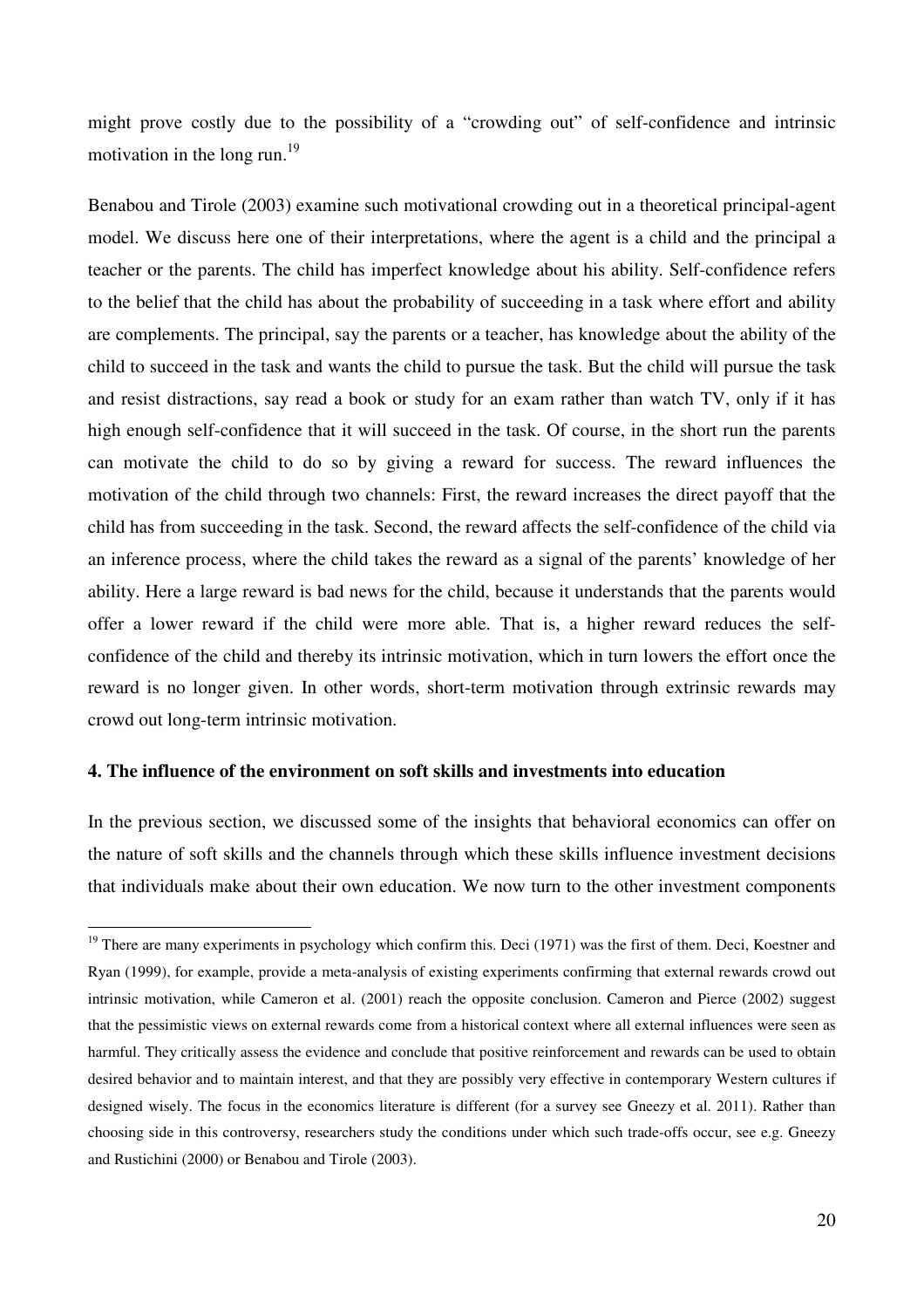might prove costly due to the possibility of a "crowding out" of self-confidence and intrinsic motivation in the long run.[19]

Benabou and Tirole (2003) examine such motivational crowding out in a theoretical principal-agent model. We discuss here one of their interpretations, where the agent is a child and the principal a teacher or the parents. The child has imperfect knowledge about his ability. Self-confidence refers to the belief that the child has about the probability of succeeding in a task where effort and ability are complements. The principal, say the parents or a teacher, has knowledge about the ability of the child to succeed in the task and wants the child to pursue the task. But the child will pursue the task and resist distractions, say read a book or study for an exam rather than watch TV, only if it has high enough self-confidence that it will succeed in the task. Of course, in the short run the parents can motivate the child to do so by giving a reward for success. The reward influences the motivation of the child through two channels: First, the reward increases the direct payoff that the child has from succeeding in the task. Second, the reward affects the self-confidence of the child via an inference process, where the child takes the reward as a signal of the parents' knowledge of her ability. Here a large reward is bad news for the child, because it understands that the parents would offer a lower reward if the child were more able. That is, a higher reward reduces the self-confidence of the child and thereby its intrinsic motivation, which in turn lowers the effort once the reward is no longer given. In other words, short-term motivation through extrinsic rewards may crowd out long-term intrinsic motivation.

## 4. The influence of the environment on soft skills and investments into education

In the previous section, we discussed some of the insights that behavioral economics can offer on the nature of soft skills and the channels through which these skills influence investment decisions that individuals make about their own education. We now turn to the other investment components

---

[19] There are many experiments in psychology which confirm this. Deci (1971) was the first of them. Deci, Koestner and Ryan (1999), for example, provide a meta-analysis of existing experiments confirming that external rewards crowd out intrinsic motivation, while Cameron et al. (2001) reach the opposite conclusion. Cameron and Pierce (2002) suggest that the pessimistic views on external rewards come from a historical context where all external influences were seen as harmful. They critically assess the evidence and conclude that positive reinforcement and rewards can be used to obtain desired behavior and to maintain interest, and that they are possibly very effective in contemporary Western cultures if designed wisely. The focus in the economics literature is different (for a survey see Gneezy et al. 2011). Rather than choosing side in this controversy, researchers study the conditions under which such trade-offs occur, see e.g. Gneezy and Rustichini (2000) or Benabou and Tirole (2003).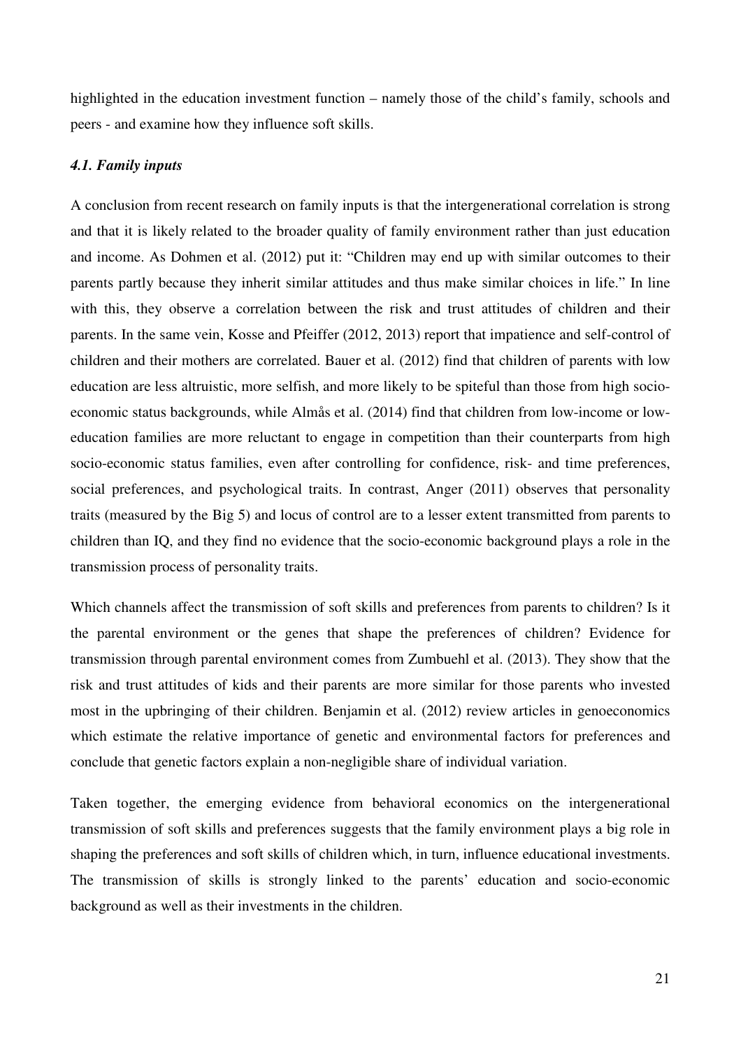highlighted in the education investment function – namely those of the child's family, schools and peers - and examine how they influence soft skills.

### *4.1. Family inputs*

A conclusion from recent research on family inputs is that the intergenerational correlation is strong and that it is likely related to the broader quality of family environment rather than just education and income. As Dohmen et al. (2012) put it: "Children may end up with similar outcomes to their parents partly because they inherit similar attitudes and thus make similar choices in life." In line with this, they observe a correlation between the risk and trust attitudes of children and their parents. In the same vein, Kosse and Pfeiffer (2012, 2013) report that impatience and self-control of children and their mothers are correlated. Bauer et al. (2012) find that children of parents with low education are less altruistic, more selfish, and more likely to be spiteful than those from high socio-economic status backgrounds, while Almås et al. (2014) find that children from low-income or low-education families are more reluctant to engage in competition than their counterparts from high socio-economic status families, even after controlling for confidence, risk- and time preferences, social preferences, and psychological traits. In contrast, Anger (2011) observes that personality traits (measured by the Big 5) and locus of control are to a lesser extent transmitted from parents to children than IQ, and they find no evidence that the socio-economic background plays a role in the transmission process of personality traits.

Which channels affect the transmission of soft skills and preferences from parents to children? Is it the parental environment or the genes that shape the preferences of children? Evidence for transmission through parental environment comes from Zumbuehl et al. (2013). They show that the risk and trust attitudes of kids and their parents are more similar for those parents who invested most in the upbringing of their children. Benjamin et al. (2012) review articles in genoeconomics which estimate the relative importance of genetic and environmental factors for preferences and conclude that genetic factors explain a non-negligible share of individual variation.

Taken together, the emerging evidence from behavioral economics on the intergenerational transmission of soft skills and preferences suggests that the family environment plays a big role in shaping the preferences and soft skills of children which, in turn, influence educational investments. The transmission of skills is strongly linked to the parents' education and socio-economic background as well as their investments in the children.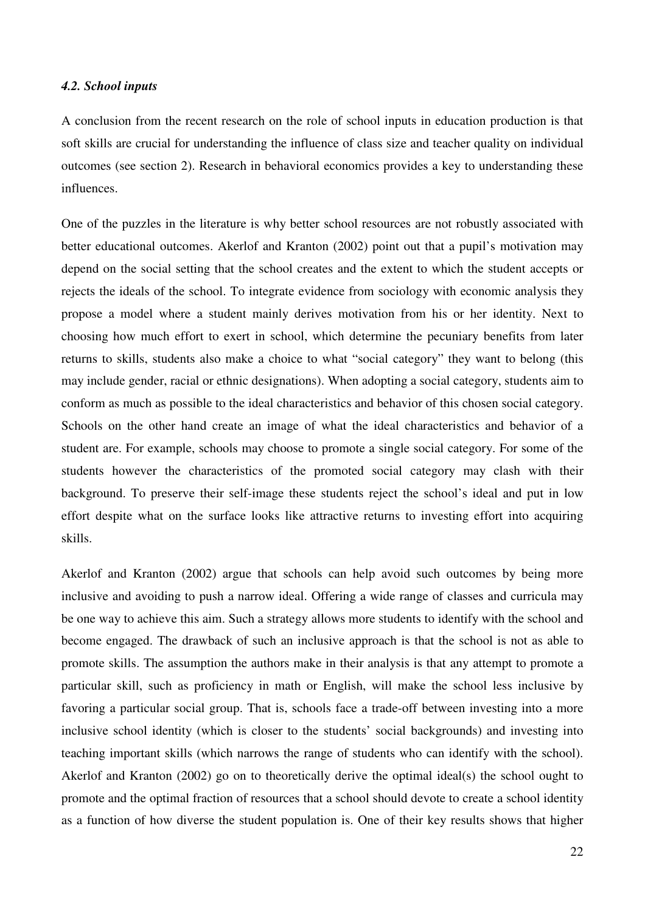### *4.2. School inputs*

A conclusion from the recent research on the role of school inputs in education production is that soft skills are crucial for understanding the influence of class size and teacher quality on individual outcomes (see section 2). Research in behavioral economics provides a key to understanding these influences.

One of the puzzles in the literature is why better school resources are not robustly associated with better educational outcomes. Akerlof and Kranton (2002) point out that a pupil's motivation may depend on the social setting that the school creates and the extent to which the student accepts or rejects the ideals of the school. To integrate evidence from sociology with economic analysis they propose a model where a student mainly derives motivation from his or her identity. Next to choosing how much effort to exert in school, which determine the pecuniary benefits from later returns to skills, students also make a choice to what "social category" they want to belong (this may include gender, racial or ethnic designations). When adopting a social category, students aim to conform as much as possible to the ideal characteristics and behavior of this chosen social category. Schools on the other hand create an image of what the ideal characteristics and behavior of a student are. For example, schools may choose to promote a single social category. For some of the students however the characteristics of the promoted social category may clash with their background. To preserve their self-image these students reject the school's ideal and put in low effort despite what on the surface looks like attractive returns to investing effort into acquiring skills.

Akerlof and Kranton (2002) argue that schools can help avoid such outcomes by being more inclusive and avoiding to push a narrow ideal. Offering a wide range of classes and curricula may be one way to achieve this aim. Such a strategy allows more students to identify with the school and become engaged. The drawback of such an inclusive approach is that the school is not as able to promote skills. The assumption the authors make in their analysis is that any attempt to promote a particular skill, such as proficiency in math or English, will make the school less inclusive by favoring a particular social group. That is, schools face a trade-off between investing into a more inclusive school identity (which is closer to the students' social backgrounds) and investing into teaching important skills (which narrows the range of students who can identify with the school). Akerlof and Kranton (2002) go on to theoretically derive the optimal ideal(s) the school ought to promote and the optimal fraction of resources that a school should devote to create a school identity as a function of how diverse the student population is. One of their key results shows that higher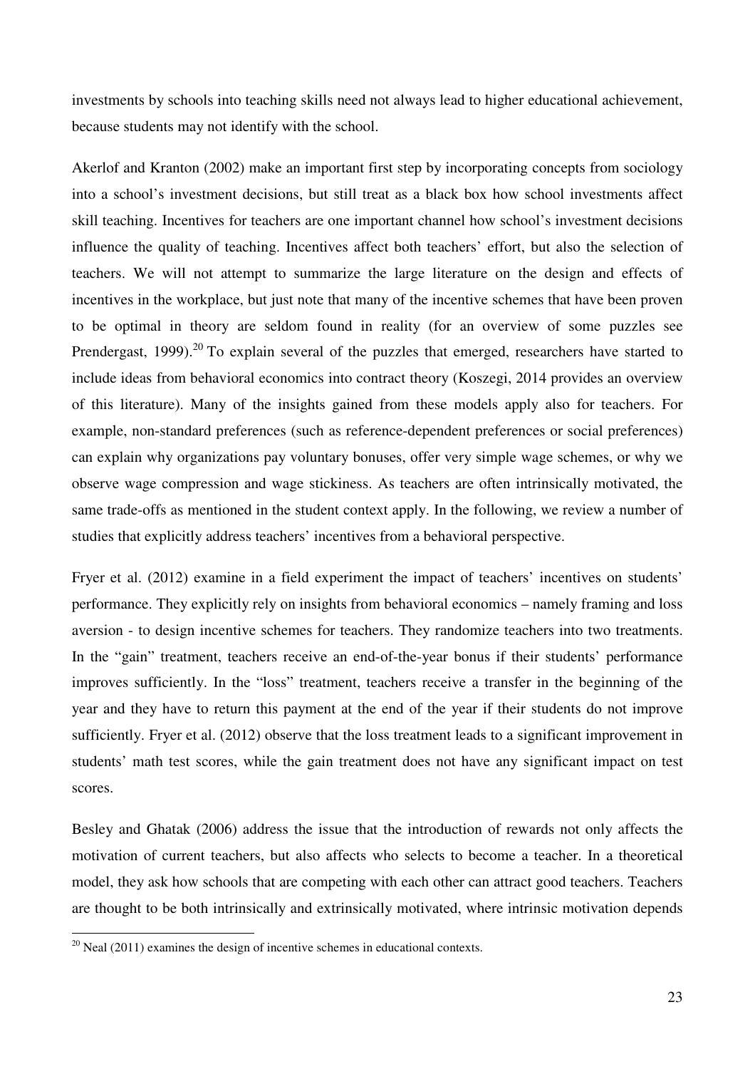investments by schools into teaching skills need not always lead to higher educational achievement, because students may not identify with the school.

Akerlof and Kranton (2002) make an important first step by incorporating concepts from sociology into a school's investment decisions, but still treat as a black box how school investments affect skill teaching. Incentives for teachers are one important channel how school's investment decisions influence the quality of teaching. Incentives affect both teachers' effort, but also the selection of teachers. We will not attempt to summarize the large literature on the design and effects of incentives in the workplace, but just note that many of the incentive schemes that have been proven to be optimal in theory are seldom found in reality (for an overview of some puzzles see Prendergast, 1999).[20] To explain several of the puzzles that emerged, researchers have started to include ideas from behavioral economics into contract theory (Koszegi, 2014 provides an overview of this literature). Many of the insights gained from these models apply also for teachers. For example, non-standard preferences (such as reference-dependent preferences or social preferences) can explain why organizations pay voluntary bonuses, offer very simple wage schemes, or why we observe wage compression and wage stickiness. As teachers are often intrinsically motivated, the same trade-offs as mentioned in the student context apply. In the following, we review a number of studies that explicitly address teachers' incentives from a behavioral perspective.

Fryer et al. (2012) examine in a field experiment the impact of teachers' incentives on students' performance. They explicitly rely on insights from behavioral economics – namely framing and loss aversion - to design incentive schemes for teachers. They randomize teachers into two treatments. In the "gain" treatment, teachers receive an end-of-the-year bonus if their students' performance improves sufficiently. In the "loss" treatment, teachers receive a transfer in the beginning of the year and they have to return this payment at the end of the year if their students do not improve sufficiently. Fryer et al. (2012) observe that the loss treatment leads to a significant improvement in students' math test scores, while the gain treatment does not have any significant impact on test scores.

Besley and Ghatak (2006) address the issue that the introduction of rewards not only affects the motivation of current teachers, but also affects who selects to become a teacher. In a theoretical model, they ask how schools that are competing with each other can attract good teachers. Teachers are thought to be both intrinsically and extrinsically motivated, where intrinsic motivation depends

[20] Neal (2011) examines the design of incentive schemes in educational contexts.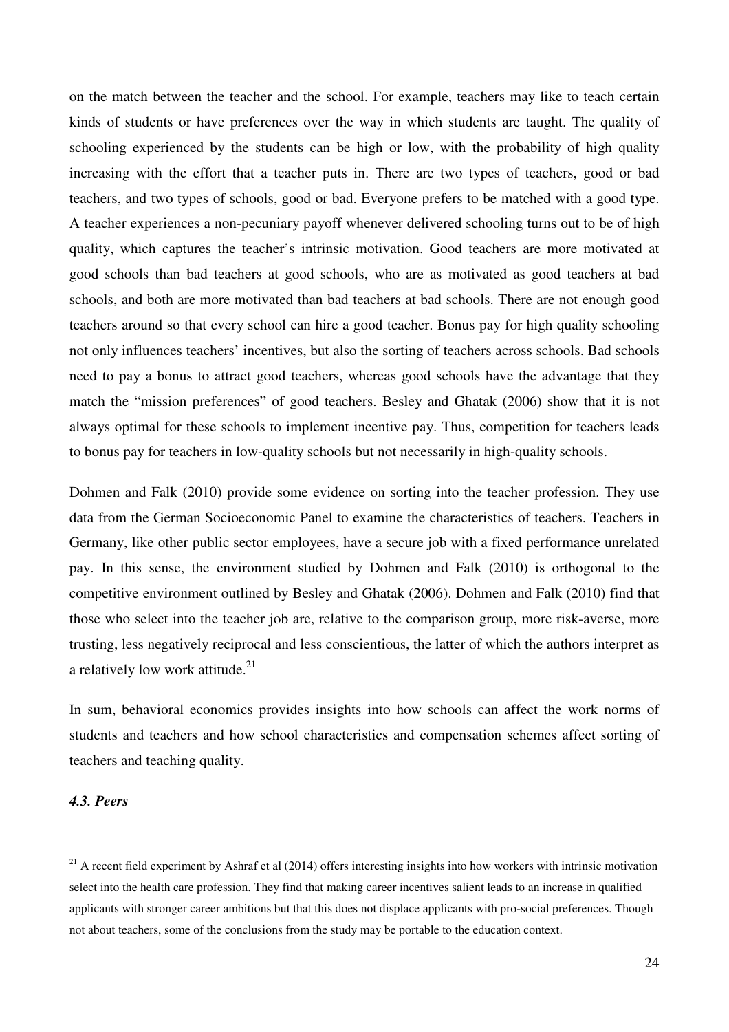on the match between the teacher and the school. For example, teachers may like to teach certain kinds of students or have preferences over the way in which students are taught. The quality of schooling experienced by the students can be high or low, with the probability of high quality increasing with the effort that a teacher puts in. There are two types of teachers, good or bad teachers, and two types of schools, good or bad. Everyone prefers to be matched with a good type. A teacher experiences a non-pecuniary payoff whenever delivered schooling turns out to be of high quality, which captures the teacher's intrinsic motivation. Good teachers are more motivated at good schools than bad teachers at good schools, who are as motivated as good teachers at bad schools, and both are more motivated than bad teachers at bad schools. There are not enough good teachers around so that every school can hire a good teacher. Bonus pay for high quality schooling not only influences teachers' incentives, but also the sorting of teachers across schools. Bad schools need to pay a bonus to attract good teachers, whereas good schools have the advantage that they match the "mission preferences" of good teachers. Besley and Ghatak (2006) show that it is not always optimal for these schools to implement incentive pay. Thus, competition for teachers leads to bonus pay for teachers in low-quality schools but not necessarily in high-quality schools.

Dohmen and Falk (2010) provide some evidence on sorting into the teacher profession. They use data from the German Socioeconomic Panel to examine the characteristics of teachers. Teachers in Germany, like other public sector employees, have a secure job with a fixed performance unrelated pay. In this sense, the environment studied by Dohmen and Falk (2010) is orthogonal to the competitive environment outlined by Besley and Ghatak (2006). Dohmen and Falk (2010) find that those who select into the teacher job are, relative to the comparison group, more risk-averse, more trusting, less negatively reciprocal and less conscientious, the latter of which the authors interpret as a relatively low work attitude.[21]

In sum, behavioral economics provides insights into how schools can affect the work norms of students and teachers and how school characteristics and compensation schemes affect sorting of teachers and teaching quality.

### *4.3. Peers*

[21] A recent field experiment by Ashraf et al (2014) offers interesting insights into how workers with intrinsic motivation select into the health care profession. They find that making career incentives salient leads to an increase in qualified applicants with stronger career ambitions but that this does not displace applicants with pro-social preferences. Though not about teachers, some of the conclusions from the study may be portable to the education context.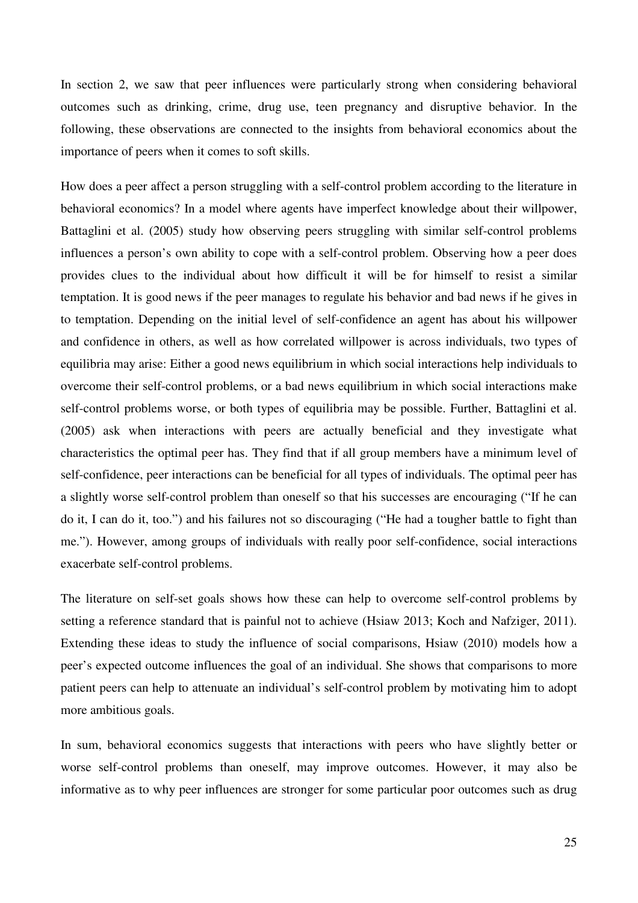In section 2, we saw that peer influences were particularly strong when considering behavioral outcomes such as drinking, crime, drug use, teen pregnancy and disruptive behavior. In the following, these observations are connected to the insights from behavioral economics about the importance of peers when it comes to soft skills.

How does a peer affect a person struggling with a self-control problem according to the literature in behavioral economics? In a model where agents have imperfect knowledge about their willpower, Battaglini et al. (2005) study how observing peers struggling with similar self-control problems influences a person's own ability to cope with a self-control problem. Observing how a peer does provides clues to the individual about how difficult it will be for himself to resist a similar temptation. It is good news if the peer manages to regulate his behavior and bad news if he gives in to temptation. Depending on the initial level of self-confidence an agent has about his willpower and confidence in others, as well as how correlated willpower is across individuals, two types of equilibria may arise: Either a good news equilibrium in which social interactions help individuals to overcome their self-control problems, or a bad news equilibrium in which social interactions make self-control problems worse, or both types of equilibria may be possible. Further, Battaglini et al. (2005) ask when interactions with peers are actually beneficial and they investigate what characteristics the optimal peer has. They find that if all group members have a minimum level of self-confidence, peer interactions can be beneficial for all types of individuals. The optimal peer has a slightly worse self-control problem than oneself so that his successes are encouraging ("If he can do it, I can do it, too.") and his failures not so discouraging ("He had a tougher battle to fight than me."). However, among groups of individuals with really poor self-confidence, social interactions exacerbate self-control problems.

The literature on self-set goals shows how these can help to overcome self-control problems by setting a reference standard that is painful not to achieve (Hsiaw 2013; Koch and Nafziger, 2011). Extending these ideas to study the influence of social comparisons, Hsiaw (2010) models how a peer's expected outcome influences the goal of an individual. She shows that comparisons to more patient peers can help to attenuate an individual's self-control problem by motivating him to adopt more ambitious goals.

In sum, behavioral economics suggests that interactions with peers who have slightly better or worse self-control problems than oneself, may improve outcomes. However, it may also be informative as to why peer influences are stronger for some particular poor outcomes such as drug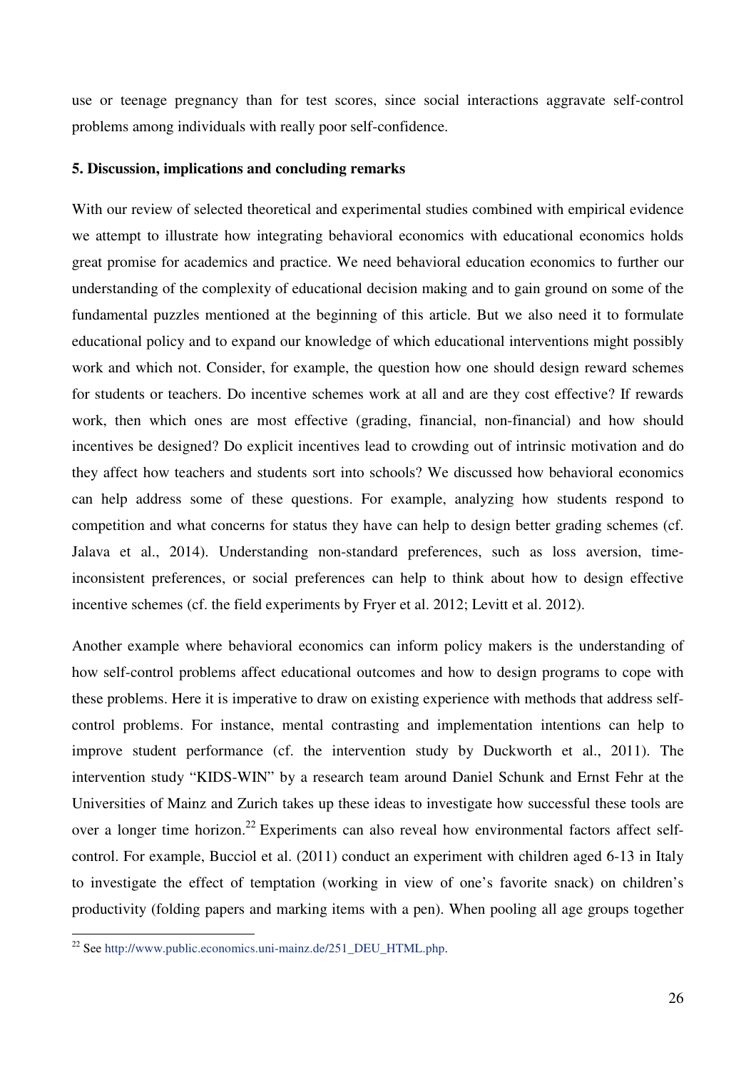use or teenage pregnancy than for test scores, since social interactions aggravate self-control problems among individuals with really poor self-confidence.

## 5. Discussion, implications and concluding remarks

With our review of selected theoretical and experimental studies combined with empirical evidence we attempt to illustrate how integrating behavioral economics with educational economics holds great promise for academics and practice. We need behavioral education economics to further our understanding of the complexity of educational decision making and to gain ground on some of the fundamental puzzles mentioned at the beginning of this article. But we also need it to formulate educational policy and to expand our knowledge of which educational interventions might possibly work and which not. Consider, for example, the question how one should design reward schemes for students or teachers. Do incentive schemes work at all and are they cost effective? If rewards work, then which ones are most effective (grading, financial, non-financial) and how should incentives be designed? Do explicit incentives lead to crowding out of intrinsic motivation and do they affect how teachers and students sort into schools? We discussed how behavioral economics can help address some of these questions. For example, analyzing how students respond to competition and what concerns for status they have can help to design better grading schemes (cf. Jalava et al., 2014). Understanding non-standard preferences, such as loss aversion, time-inconsistent preferences, or social preferences can help to think about how to design effective incentive schemes (cf. the field experiments by Fryer et al. 2012; Levitt et al. 2012).

Another example where behavioral economics can inform policy makers is the understanding of how self-control problems affect educational outcomes and how to design programs to cope with these problems. Here it is imperative to draw on existing experience with methods that address self-control problems. For instance, mental contrasting and implementation intentions can help to improve student performance (cf. the intervention study by Duckworth et al., 2011). The intervention study "KIDS-WIN" by a research team around Daniel Schunk and Ernst Fehr at the Universities of Mainz and Zurich takes up these ideas to investigate how successful these tools are over a longer time horizon.[22] Experiments can also reveal how environmental factors affect self-control. For example, Bucciol et al. (2011) conduct an experiment with children aged 6-13 in Italy to investigate the effect of temptation (working in view of one's favorite snack) on children's productivity (folding papers and marking items with a pen). When pooling all age groups together

[22] See http://www.public.economics.uni-mainz.de/251_DEU_HTML.php.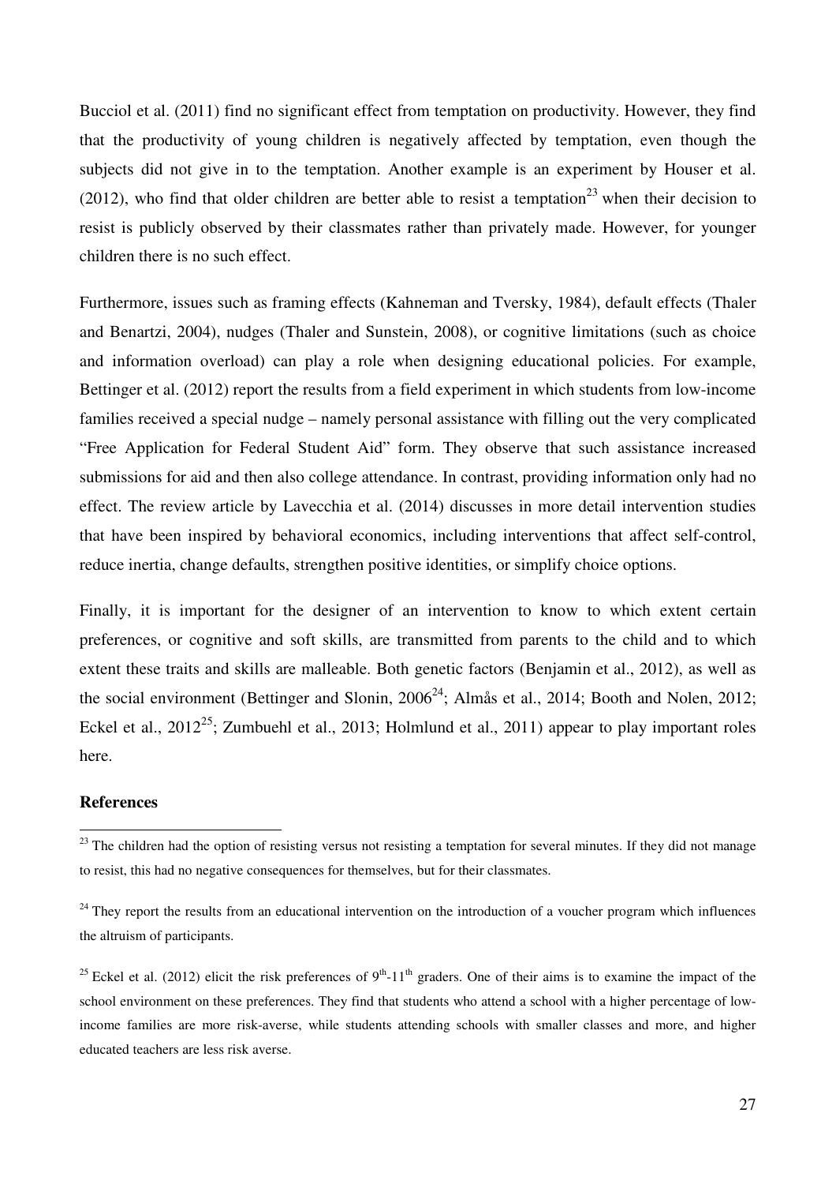Bucciol et al. (2011) find no significant effect from temptation on productivity. However, they find that the productivity of young children is negatively affected by temptation, even though the subjects did not give in to the temptation. Another example is an experiment by Houser et al. (2012), who find that older children are better able to resist a temptation[23] when their decision to resist is publicly observed by their classmates rather than privately made. However, for younger children there is no such effect.

Furthermore, issues such as framing effects (Kahneman and Tversky, 1984), default effects (Thaler and Benartzi, 2004), nudges (Thaler and Sunstein, 2008), or cognitive limitations (such as choice and information overload) can play a role when designing educational policies. For example, Bettinger et al. (2012) report the results from a field experiment in which students from low-income families received a special nudge – namely personal assistance with filling out the very complicated "Free Application for Federal Student Aid" form. They observe that such assistance increased submissions for aid and then also college attendance. In contrast, providing information only had no effect. The review article by Lavecchia et al. (2014) discusses in more detail intervention studies that have been inspired by behavioral economics, including interventions that affect self-control, reduce inertia, change defaults, strengthen positive identities, or simplify choice options.

Finally, it is important for the designer of an intervention to know to which extent certain preferences, or cognitive and soft skills, are transmitted from parents to the child and to which extent these traits and skills are malleable. Both genetic factors (Benjamin et al., 2012), as well as the social environment (Bettinger and Slonin, 2006[24]; Almås et al., 2014; Booth and Nolen, 2012; Eckel et al., 2012[25]; Zumbuehl et al., 2013; Holmlund et al., 2011) appear to play important roles here.

**References**

---

[23] The children had the option of resisting versus not resisting a temptation for several minutes. If they did not manage to resist, this had no negative consequences for themselves, but for their classmates.

[24] They report the results from an educational intervention on the introduction of a voucher program which influences the altruism of participants.

[25] Eckel et al. (2012) elicit the risk preferences of $9^{th}$-$11^{th}$ graders. One of their aims is to examine the impact of the school environment on these preferences. They find that students who attend a school with a higher percentage of low-income families are more risk-averse, while students attending schools with smaller classes and more, and higher educated teachers are less risk averse.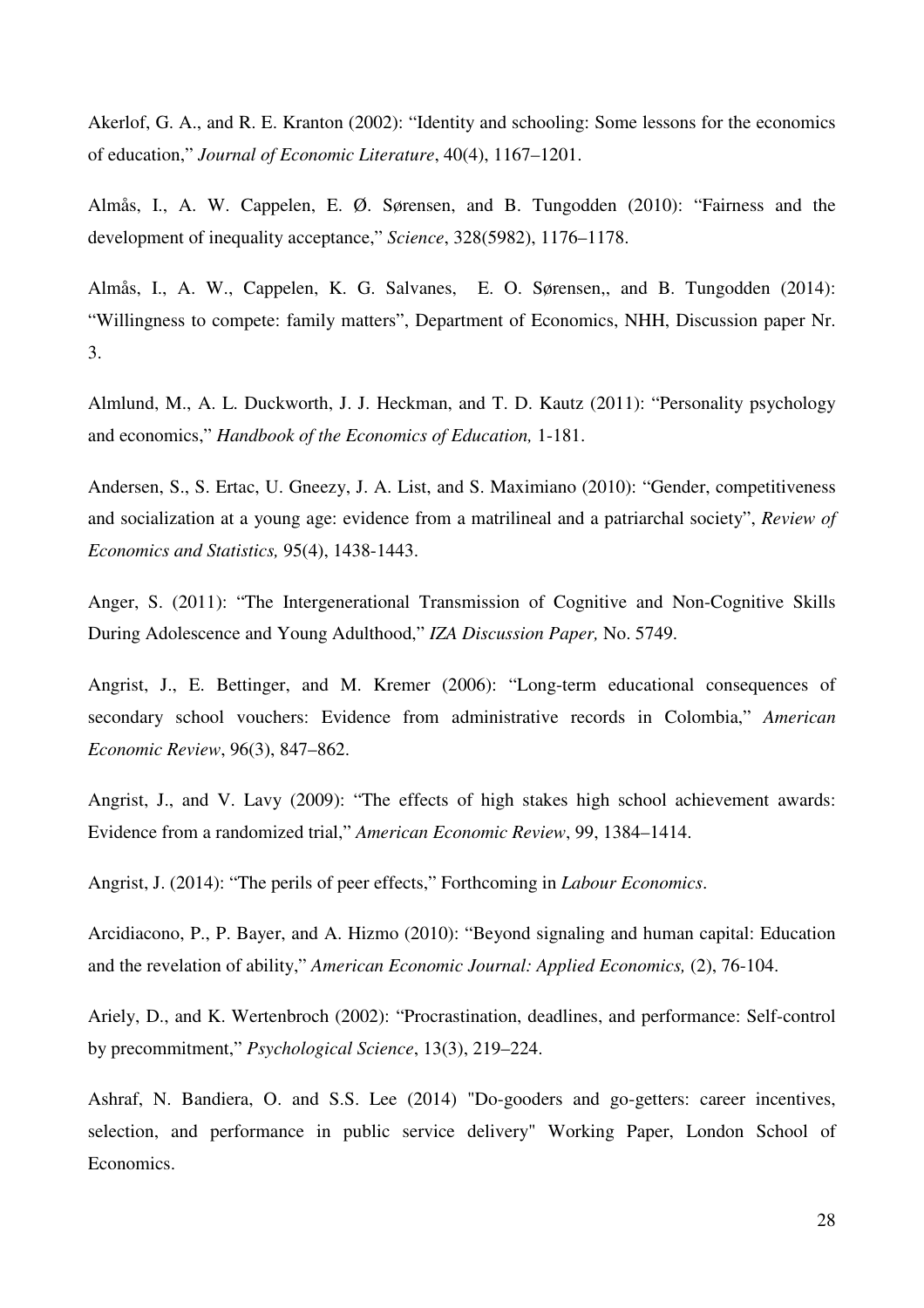Akerlof, G. A., and R. E. Kranton (2002): “Identity and schooling: Some lessons for the economics of education,” *Journal of Economic Literature*, 40(4), 1167–1201.

Almås, I., A. W. Cappelen, E. Ø. Sørensen, and B. Tungodden (2010): “Fairness and the development of inequality acceptance,” *Science*, 328(5982), 1176–1178.

Almås, I., A. W., Cappelen, K. G. Salvanes, E. O. Sørensen,, and B. Tungodden (2014): “Willingness to compete: family matters”, Department of Economics, NHH, Discussion paper Nr. 3.

Almlund, M., A. L. Duckworth, J. J. Heckman, and T. D. Kautz (2011): “Personality psychology and economics,” *Handbook of the Economics of Education,* 1-181.

Andersen, S., S. Ertac, U. Gneezy, J. A. List, and S. Maximiano (2010): “Gender, competitiveness and socialization at a young age: evidence from a matrilineal and a patriarchal society”, *Review of Economics and Statistics,* 95(4), 1438-1443.

Anger, S. (2011): “The Intergenerational Transmission of Cognitive and Non-Cognitive Skills During Adolescence and Young Adulthood,” *IZA Discussion Paper,* No. 5749.

Angrist, J., E. Bettinger, and M. Kremer (2006): “Long-term educational consequences of secondary school vouchers: Evidence from administrative records in Colombia,” *American Economic Review*, 96(3), 847–862.

Angrist, J., and V. Lavy (2009): “The effects of high stakes high school achievement awards: Evidence from a randomized trial,” *American Economic Review*, 99, 1384–1414.

Angrist, J. (2014): “The perils of peer effects,” Forthcoming in *Labour Economics*.

Arcidiacono, P., P. Bayer, and A. Hizmo (2010): “Beyond signaling and human capital: Education and the revelation of ability,” *American Economic Journal: Applied Economics,* (2), 76-104.

Ariely, D., and K. Wertenbroch (2002): “Procrastination, deadlines, and performance: Self-control by precommitment,” *Psychological Science*, 13(3), 219–224.

Ashraf, N. Bandiera, O. and S.S. Lee (2014) "Do-gooders and go-getters: career incentives, selection, and performance in public service delivery" Working Paper, London School of Economics.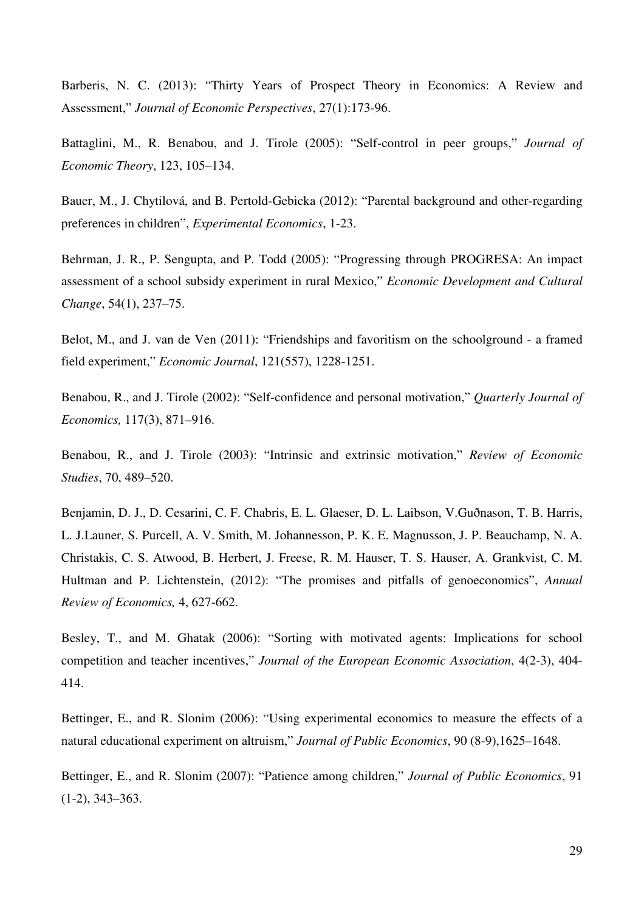Barberis, N. C. (2013): "Thirty Years of Prospect Theory in Economics: A Review and Assessment," *Journal of Economic Perspectives*, 27(1):173-96.

Battaglini, M., R. Benabou, and J. Tirole (2005): "Self-control in peer groups," *Journal of Economic Theory*, 123, 105–134.

Bauer, M., J. Chytilová, and B. Pertold-Gebicka (2012): "Parental background and other-regarding preferences in children", *Experimental Economics*, 1-23.

Behrman, J. R., P. Sengupta, and P. Todd (2005): "Progressing through PROGRESA: An impact assessment of a school subsidy experiment in rural Mexico," *Economic Development and Cultural Change*, 54(1), 237–75.

Belot, M., and J. van de Ven (2011): "Friendships and favoritism on the schoolground - a framed field experiment," *Economic Journal*, 121(557), 1228-1251.

Benabou, R., and J. Tirole (2002): "Self-confidence and personal motivation," *Quarterly Journal of Economics,* 117(3), 871–916.

Benabou, R., and J. Tirole (2003): "Intrinsic and extrinsic motivation," *Review of Economic Studies*, 70, 489–520.

Benjamin, D. J., D. Cesarini, C. F. Chabris, E. L. Glaeser, D. L. Laibson, V.Guðnason, T. B. Harris, L. J.Launer, S. Purcell, A. V. Smith, M. Johannesson, P. K. E. Magnusson, J. P. Beauchamp, N. A. Christakis, C. S. Atwood, B. Herbert, J. Freese, R. M. Hauser, T. S. Hauser, A. Grankvist, C. M. Hultman and P. Lichtenstein, (2012): "The promises and pitfalls of genoeconomics", *Annual Review of Economics,* 4, 627-662.

Besley, T., and M. Ghatak (2006): "Sorting with motivated agents: Implications for school competition and teacher incentives," *Journal of the European Economic Association*, 4(2-3), 404-414.

Bettinger, E., and R. Slonim (2006): "Using experimental economics to measure the effects of a natural educational experiment on altruism," *Journal of Public Economics*, 90 (8-9),1625–1648.

Bettinger, E., and R. Slonim (2007): "Patience among children," *Journal of Public Economics*, 91 (1-2), 343–363.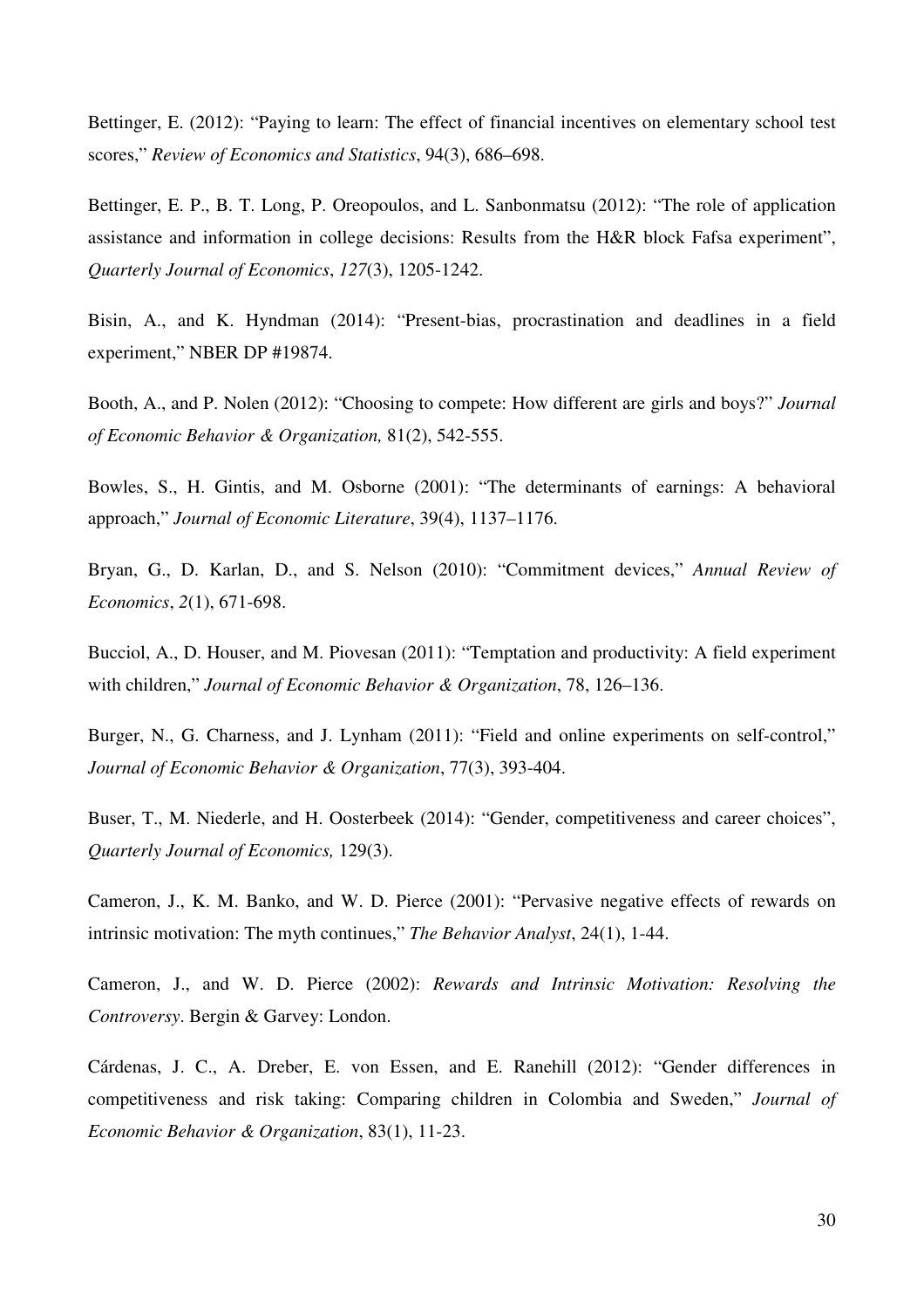Bettinger, E. (2012): “Paying to learn: The effect of financial incentives on elementary school test scores,” *Review of Economics and Statistics*, 94(3), 686–698.

Bettinger, E. P., B. T. Long, P. Oreopoulos, and L. Sanbonmatsu (2012): “The role of application assistance and information in college decisions: Results from the H&R block Fafsa experiment”, *Quarterly Journal of Economics*, *127*(3), 1205-1242.

Bisin, A., and K. Hyndman (2014): “Present-bias, procrastination and deadlines in a field experiment,” NBER DP #19874.

Booth, A., and P. Nolen (2012): “Choosing to compete: How different are girls and boys?” *Journal of Economic Behavior & Organization,* 81(2), 542-555.

Bowles, S., H. Gintis, and M. Osborne (2001): “The determinants of earnings: A behavioral approach,” *Journal of Economic Literature*, 39(4), 1137–1176.

Bryan, G., D. Karlan, D., and S. Nelson (2010): “Commitment devices,” *Annual Review of Economics*, *2*(1), 671-698.

Bucciol, A., D. Houser, and M. Piovesan (2011): “Temptation and productivity: A field experiment with children,” *Journal of Economic Behavior & Organization*, 78, 126–136.

Burger, N., G. Charness, and J. Lynham (2011): “Field and online experiments on self-control,” *Journal of Economic Behavior & Organization*, 77(3), 393-404.

Buser, T., M. Niederle, and H. Oosterbeek (2014): “Gender, competitiveness and career choices”, *Quarterly Journal of Economics,* 129(3).

Cameron, J., K. M. Banko, and W. D. Pierce (2001): “Pervasive negative effects of rewards on intrinsic motivation: The myth continues,” *The Behavior Analyst*, 24(1), 1-44.

Cameron, J., and W. D. Pierce (2002): *Rewards and Intrinsic Motivation: Resolving the Controversy*. Bergin & Garvey: London.

Cárdenas, J. C., A. Dreber, E. von Essen, and E. Ranehill (2012): “Gender differences in competitiveness and risk taking: Comparing children in Colombia and Sweden,” *Journal of Economic Behavior & Organization*, 83(1), 11-23.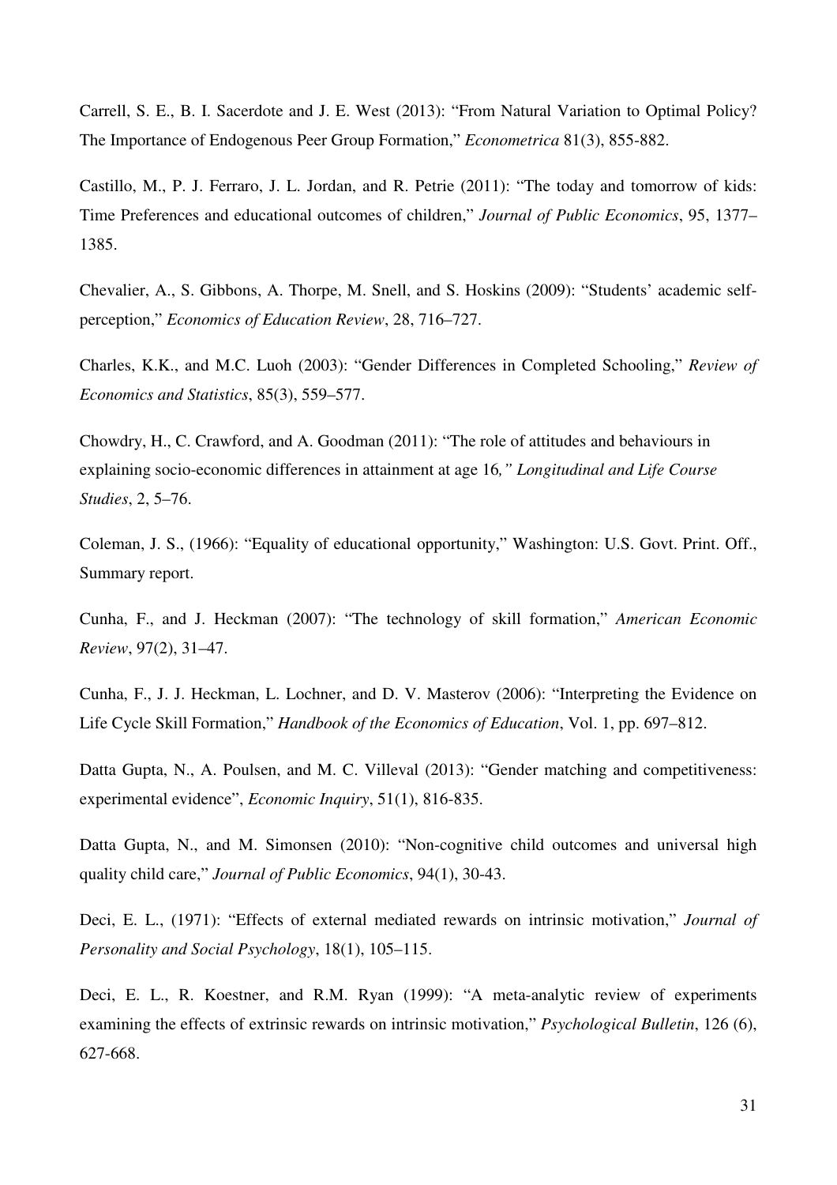Carrell, S. E., B. I. Sacerdote and J. E. West (2013): "From Natural Variation to Optimal Policy? The Importance of Endogenous Peer Group Formation," *Econometrica* 81(3), 855-882.

Castillo, M., P. J. Ferraro, J. L. Jordan, and R. Petrie (2011): "The today and tomorrow of kids: Time Preferences and educational outcomes of children," *Journal of Public Economics*, 95, 1377–1385.

Chevalier, A., S. Gibbons, A. Thorpe, M. Snell, and S. Hoskins (2009): "Students' academic self-perception," *Economics of Education Review*, 28, 716–727.

Charles, K.K., and M.C. Luoh (2003): "Gender Differences in Completed Schooling," *Review of Economics and Statistics*, 85(3), 559–577.

Chowdry, H., C. Crawford, and A. Goodman (2011): "The role of attitudes and behaviours in explaining socio-economic differences in attainment at age 16*," Longitudinal and Life Course Studies*, 2, 5–76.

Coleman, J. S., (1966): "Equality of educational opportunity," Washington: U.S. Govt. Print. Off., Summary report.

Cunha, F., and J. Heckman (2007): "The technology of skill formation," *American Economic Review*, 97(2), 31–47.

Cunha, F., J. J. Heckman, L. Lochner, and D. V. Masterov (2006): "Interpreting the Evidence on Life Cycle Skill Formation," *Handbook of the Economics of Education*, Vol. 1, pp. 697–812.

Datta Gupta, N., A. Poulsen, and M. C. Villeval (2013): "Gender matching and competitiveness: experimental evidence", *Economic Inquiry*, 51(1), 816-835.

Datta Gupta, N., and M. Simonsen (2010): "Non-cognitive child outcomes and universal high quality child care," *Journal of Public Economics*, 94(1), 30-43.

Deci, E. L., (1971): "Effects of external mediated rewards on intrinsic motivation," *Journal of Personality and Social Psychology*, 18(1), 105–115.

Deci, E. L., R. Koestner, and R.M. Ryan (1999): "A meta-analytic review of experiments examining the effects of extrinsic rewards on intrinsic motivation," *Psychological Bulletin*, 126 (6), 627-668.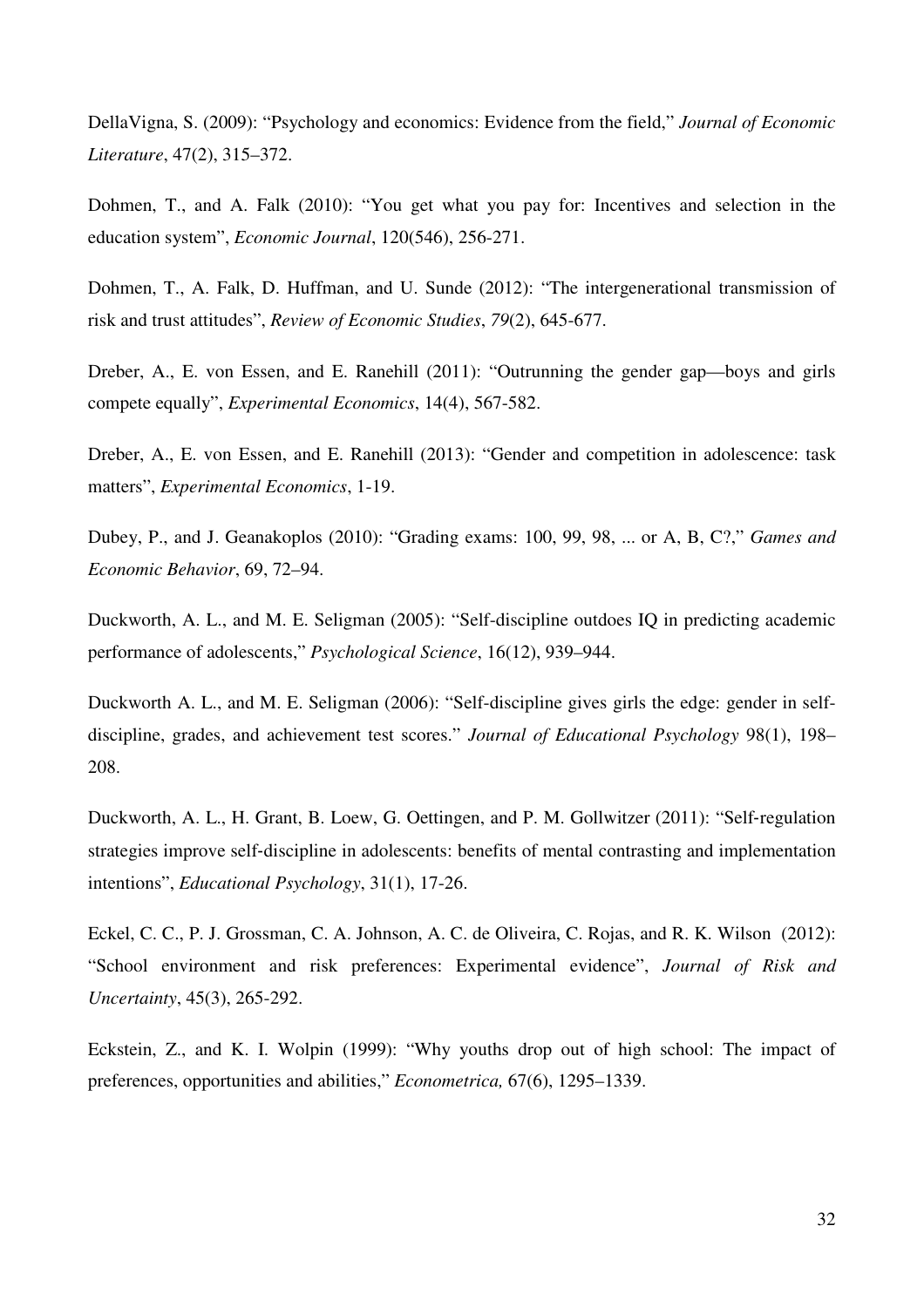DellaVigna, S. (2009): "Psychology and economics: Evidence from the field," *Journal of Economic Literature*, 47(2), 315–372.

Dohmen, T., and A. Falk (2010): "You get what you pay for: Incentives and selection in the education system", *Economic Journal*, 120(546), 256-271.

Dohmen, T., A. Falk, D. Huffman, and U. Sunde (2012): "The intergenerational transmission of risk and trust attitudes", *Review of Economic Studies*, *79*(2), 645-677.

Dreber, A., E. von Essen, and E. Ranehill (2011): "Outrunning the gender gap—boys and girls compete equally", *Experimental Economics*, 14(4), 567-582.

Dreber, A., E. von Essen, and E. Ranehill (2013): "Gender and competition in adolescence: task matters", *Experimental Economics*, 1-19.

Dubey, P., and J. Geanakoplos (2010): "Grading exams: 100, 99, 98, ... or A, B, C?," *Games and Economic Behavior*, 69, 72–94.

Duckworth, A. L., and M. E. Seligman (2005): "Self-discipline outdoes IQ in predicting academic performance of adolescents," *Psychological Science*, 16(12), 939–944.

Duckworth A. L., and M. E. Seligman (2006): "Self-discipline gives girls the edge: gender in self-discipline, grades, and achievement test scores." *Journal of Educational Psychology* 98(1), 198–208.

Duckworth, A. L., H. Grant, B. Loew, G. Oettingen, and P. M. Gollwitzer (2011): "Self-regulation strategies improve self-discipline in adolescents: benefits of mental contrasting and implementation intentions", *Educational Psychology*, 31(1), 17-26.

Eckel, C. C., P. J. Grossman, C. A. Johnson, A. C. de Oliveira, C. Rojas, and R. K. Wilson (2012): "School environment and risk preferences: Experimental evidence", *Journal of Risk and Uncertainty*, 45(3), 265-292.

Eckstein, Z., and K. I. Wolpin (1999): "Why youths drop out of high school: The impact of preferences, opportunities and abilities," *Econometrica,* 67(6), 1295–1339.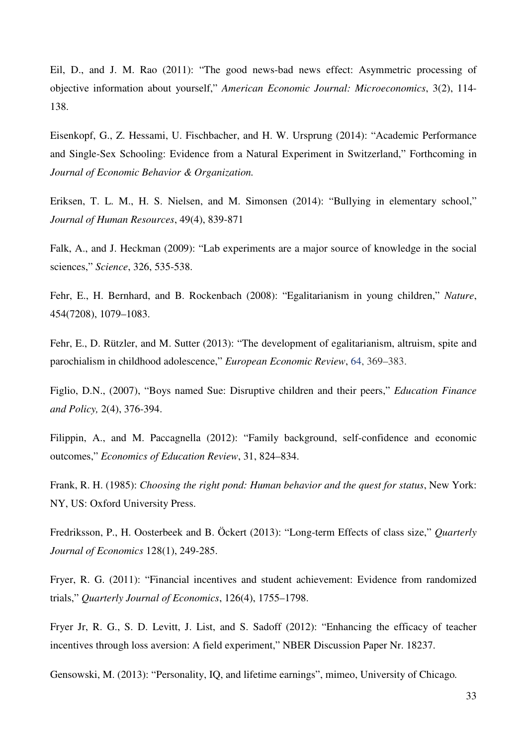Eil, D., and J. M. Rao (2011): "The good news-bad news effect: Asymmetric processing of objective information about yourself," *American Economic Journal: Microeconomics*, 3(2), 114-138.

Eisenkopf, G., Z. Hessami, U. Fischbacher, and H. W. Ursprung (2014): "Academic Performance and Single-Sex Schooling: Evidence from a Natural Experiment in Switzerland," Forthcoming in *Journal of Economic Behavior & Organization.*

Eriksen, T. L. M., H. S. Nielsen, and M. Simonsen (2014): "Bullying in elementary school," *Journal of Human Resources*, 49(4), 839-871

Falk, A., and J. Heckman (2009): "Lab experiments are a major source of knowledge in the social sciences," *Science*, 326, 535-538.

Fehr, E., H. Bernhard, and B. Rockenbach (2008): "Egalitarianism in young children," *Nature*, 454(7208), 1079–1083.

Fehr, E., D. Rützler, and M. Sutter (2013): "The development of egalitarianism, altruism, spite and parochialism in childhood adolescence," *European Economic Review*, 64, 369–383.

Figlio, D.N., (2007), "Boys named Sue: Disruptive children and their peers," *Education Finance and Policy,* 2(4), 376-394.

Filippin, A., and M. Paccagnella (2012): "Family background, self-confidence and economic outcomes," *Economics of Education Review*, 31, 824–834.

Frank, R. H. (1985): *Choosing the right pond: Human behavior and the quest for status*, New York: NY, US: Oxford University Press.

Fredriksson, P., H. Oosterbeek and B. Öckert (2013): "Long-term Effects of class size," *Quarterly Journal of Economics* 128(1), 249-285.

Fryer, R. G. (2011): "Financial incentives and student achievement: Evidence from randomized trials," *Quarterly Journal of Economics*, 126(4), 1755–1798.

Fryer Jr, R. G., S. D. Levitt, J. List, and S. Sadoff (2012): "Enhancing the efficacy of teacher incentives through loss aversion: A field experiment," NBER Discussion Paper Nr. 18237.

Gensowski, M. (2013): "Personality, IQ, and lifetime earnings", mimeo, University of Chicago.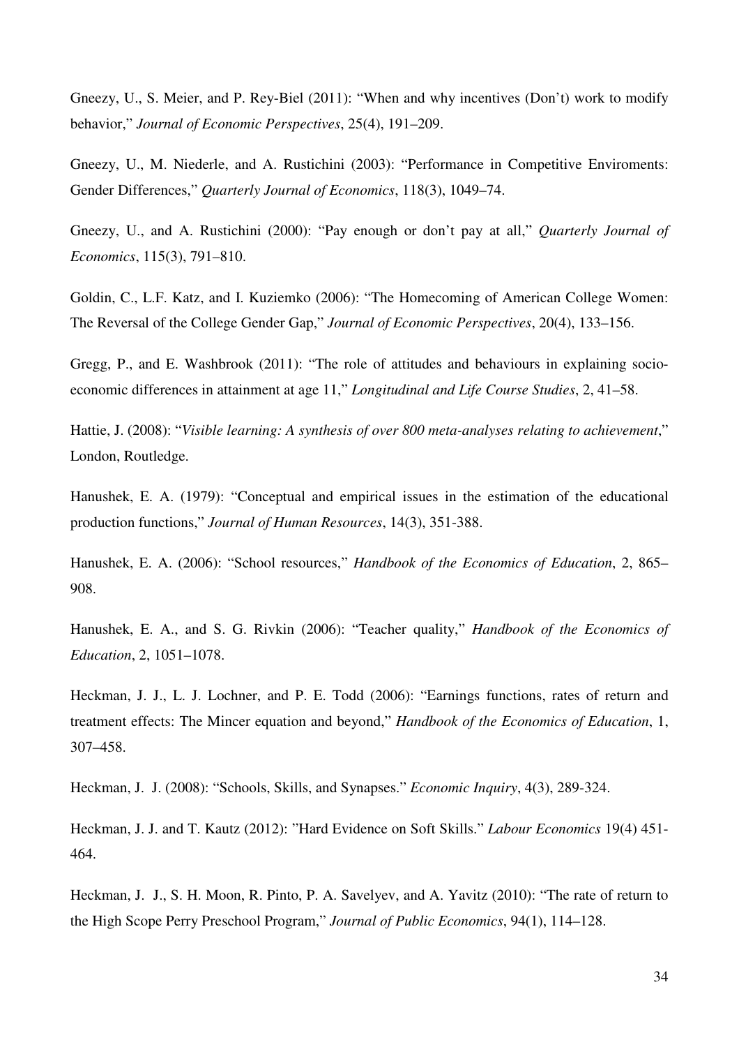Gneezy, U., S. Meier, and P. Rey-Biel (2011): "When and why incentives (Don't) work to modify behavior," *Journal of Economic Perspectives*, 25(4), 191–209.

Gneezy, U., M. Niederle, and A. Rustichini (2003): "Performance in Competitive Enviroments: Gender Differences," *Quarterly Journal of Economics*, 118(3), 1049–74.

Gneezy, U., and A. Rustichini (2000): "Pay enough or don't pay at all," *Quarterly Journal of Economics*, 115(3), 791–810.

Goldin, C., L.F. Katz, and I. Kuziemko (2006): "The Homecoming of American College Women: The Reversal of the College Gender Gap," *Journal of Economic Perspectives*, 20(4), 133–156.

Gregg, P., and E. Washbrook (2011): "The role of attitudes and behaviours in explaining socio-economic differences in attainment at age 11," *Longitudinal and Life Course Studies*, 2, 41–58.

Hattie, J. (2008): "*Visible learning: A synthesis of over 800 meta-analyses relating to achievement*," London, Routledge.

Hanushek, E. A. (1979): "Conceptual and empirical issues in the estimation of the educational production functions," *Journal of Human Resources*, 14(3), 351-388.

Hanushek, E. A. (2006): "School resources," *Handbook of the Economics of Education*, 2, 865–908.

Hanushek, E. A., and S. G. Rivkin (2006): "Teacher quality," *Handbook of the Economics of Education*, 2, 1051–1078.

Heckman, J. J., L. J. Lochner, and P. E. Todd (2006): "Earnings functions, rates of return and treatment effects: The Mincer equation and beyond," *Handbook of the Economics of Education*, 1, 307–458.

Heckman, J. J. (2008): "Schools, Skills, and Synapses." *Economic Inquiry*, 4(3), 289-324.

Heckman, J. J. and T. Kautz (2012): "Hard Evidence on Soft Skills." *Labour Economics* 19(4) 451-464.

Heckman, J. J., S. H. Moon, R. Pinto, P. A. Savelyev, and A. Yavitz (2010): "The rate of return to the High Scope Perry Preschool Program," *Journal of Public Economics*, 94(1), 114–128.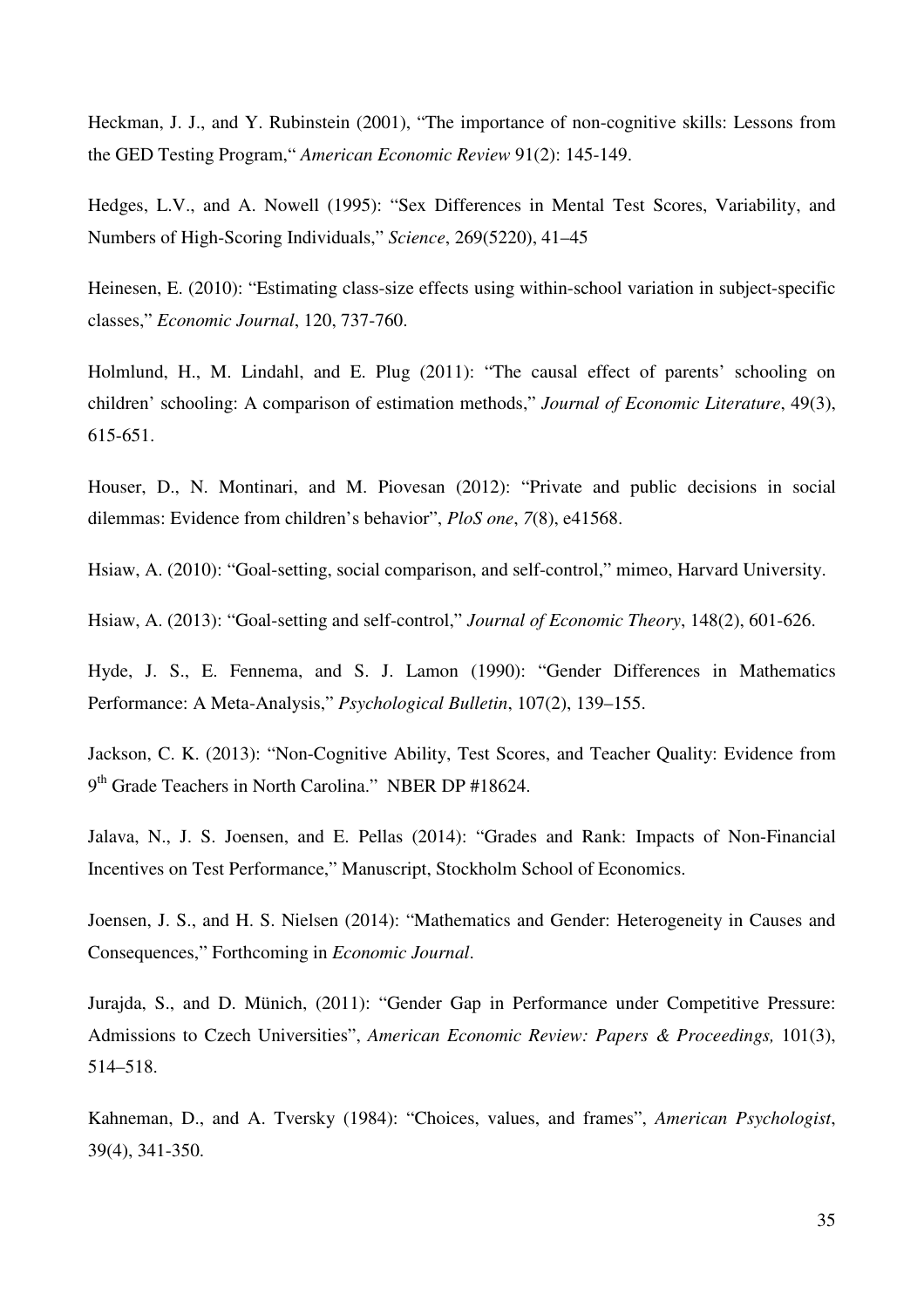Heckman, J. J., and Y. Rubinstein (2001), "The importance of non-cognitive skills: Lessons from the GED Testing Program," *American Economic Review* 91(2): 145-149.

Hedges, L.V., and A. Nowell (1995): "Sex Differences in Mental Test Scores, Variability, and Numbers of High-Scoring Individuals," *Science*, 269(5220), 41–45

Heinesen, E. (2010): "Estimating class-size effects using within-school variation in subject-specific classes," *Economic Journal*, 120, 737-760.

Holmlund, H., M. Lindahl, and E. Plug (2011): "The causal effect of parents' schooling on children' schooling: A comparison of estimation methods," *Journal of Economic Literature*, 49(3), 615-651.

Houser, D., N. Montinari, and M. Piovesan (2012): "Private and public decisions in social dilemmas: Evidence from children's behavior", *PloS one*, *7*(8), e41568.

Hsiaw, A. (2010): "Goal-setting, social comparison, and self-control," mimeo, Harvard University.

Hsiaw, A. (2013): "Goal-setting and self-control," *Journal of Economic Theory*, 148(2), 601-626.

Hyde, J. S., E. Fennema, and S. J. Lamon (1990): "Gender Differences in Mathematics Performance: A Meta-Analysis," *Psychological Bulletin*, 107(2), 139–155.

Jackson, C. K. (2013): "Non-Cognitive Ability, Test Scores, and Teacher Quality: Evidence from 9th Grade Teachers in North Carolina." NBER DP #18624.

Jalava, N., J. S. Joensen, and E. Pellas (2014): "Grades and Rank: Impacts of Non-Financial Incentives on Test Performance," Manuscript, Stockholm School of Economics.

Joensen, J. S., and H. S. Nielsen (2014): "Mathematics and Gender: Heterogeneity in Causes and Consequences," Forthcoming in *Economic Journal*.

Jurajda, S., and D. Münich, (2011): "Gender Gap in Performance under Competitive Pressure: Admissions to Czech Universities", *American Economic Review: Papers & Proceedings,* 101(3), 514–518.

Kahneman, D., and A. Tversky (1984): "Choices, values, and frames", *American Psychologist*, 39(4), 341-350.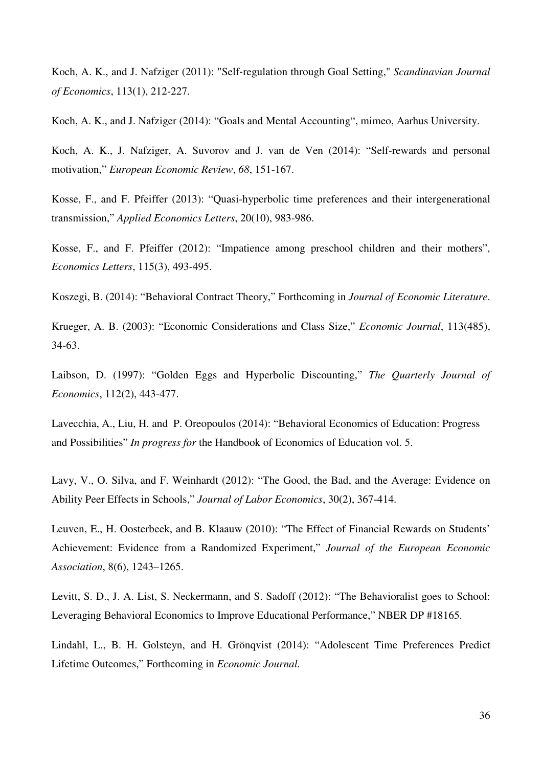Koch, A. K., and J. Nafziger (2011): "Self-regulation through Goal Setting," *Scandinavian Journal of Economics*, 113(1), 212-227.

Koch, A. K., and J. Nafziger (2014): "Goals and Mental Accounting", mimeo, Aarhus University.

Koch, A. K., J. Nafziger, A. Suvorov and J. van de Ven (2014): "Self-rewards and personal motivation," *European Economic Review*, *68*, 151-167.

Kosse, F., and F. Pfeiffer (2013): "Quasi-hyperbolic time preferences and their intergenerational transmission," *Applied Economics Letters*, 20(10), 983-986.

Kosse, F., and F. Pfeiffer (2012): "Impatience among preschool children and their mothers", *Economics Letters*, 115(3), 493-495.

Koszegi, B. (2014): "Behavioral Contract Theory," Forthcoming in *Journal of Economic Literature*.

Krueger, A. B. (2003): "Economic Considerations and Class Size," *Economic Journal*, 113(485), 34-63.

Laibson, D. (1997): "Golden Eggs and Hyperbolic Discounting," *The Quarterly Journal of Economics*, 112(2), 443-477.

Lavecchia, A., Liu, H. and P. Oreopoulos (2014): "Behavioral Economics of Education: Progress and Possibilities" *In progress for* the Handbook of Economics of Education vol. 5.

Lavy, V., O. Silva, and F. Weinhardt (2012): "The Good, the Bad, and the Average: Evidence on Ability Peer Effects in Schools," *Journal of Labor Economics*, 30(2), 367-414.

Leuven, E., H. Oosterbeek, and B. Klaauw (2010): "The Effect of Financial Rewards on Students' Achievement: Evidence from a Randomized Experiment," *Journal of the European Economic Association*, 8(6), 1243–1265.

Levitt, S. D., J. A. List, S. Neckermann, and S. Sadoff (2012): "The Behavioralist goes to School: Leveraging Behavioral Economics to Improve Educational Performance," NBER DP #18165.

Lindahl, L., B. H. Golsteyn, and H. Grönqvist (2014): "Adolescent Time Preferences Predict Lifetime Outcomes," Forthcoming in *Economic Journal.*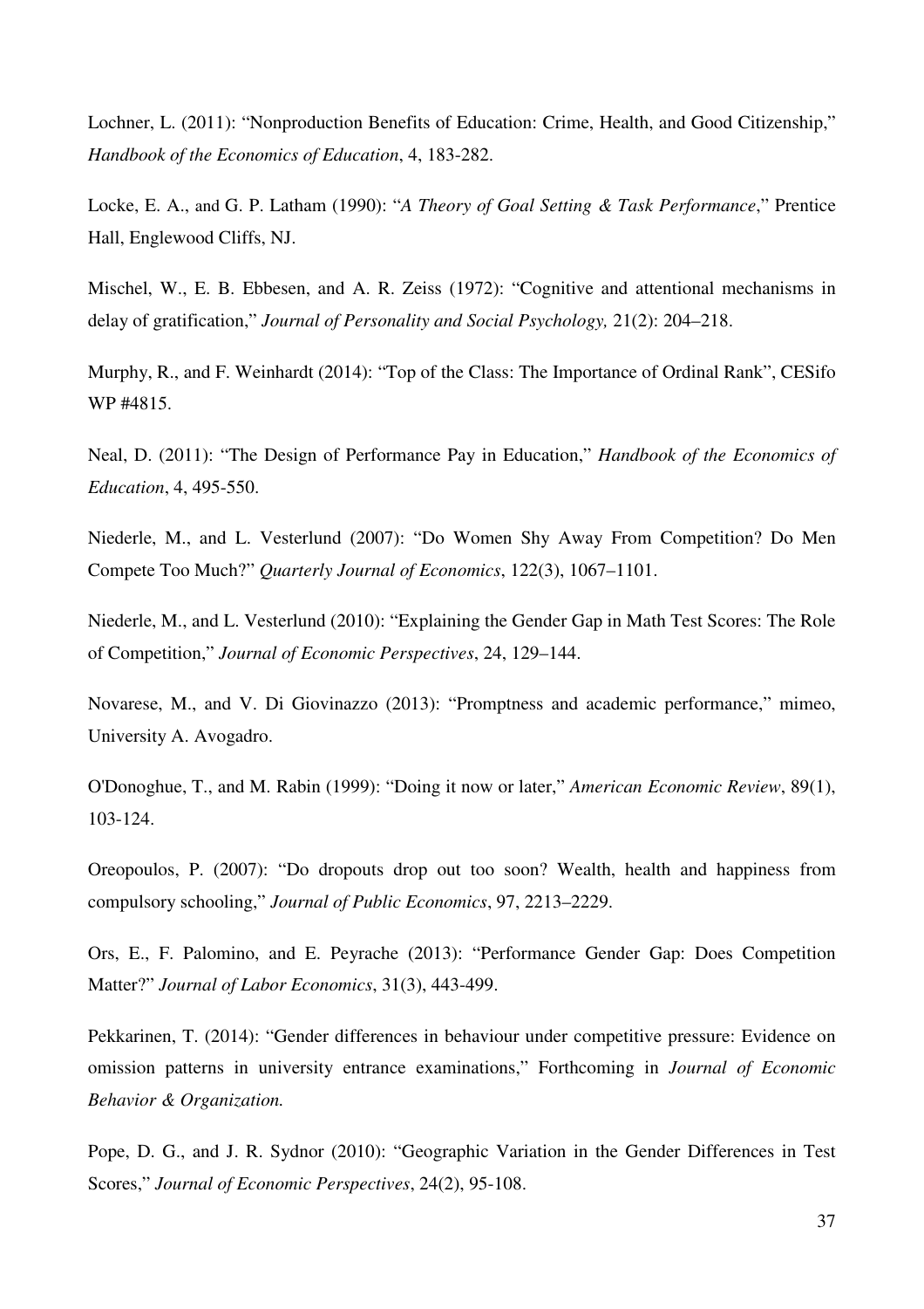Lochner, L. (2011): "Nonproduction Benefits of Education: Crime, Health, and Good Citizenship," *Handbook of the Economics of Education*, 4, 183-282.

Locke, E. A., and G. P. Latham (1990): "*A Theory of Goal Setting & Task Performance*," Prentice Hall, Englewood Cliffs, NJ.

Mischel, W., E. B. Ebbesen, and A. R. Zeiss (1972): "Cognitive and attentional mechanisms in delay of gratification," *Journal of Personality and Social Psychology,* 21(2): 204–218.

Murphy, R., and F. Weinhardt (2014): "Top of the Class: The Importance of Ordinal Rank", CESifo WP #4815.

Neal, D. (2011): "The Design of Performance Pay in Education," *Handbook of the Economics of Education*, 4, 495-550.

Niederle, M., and L. Vesterlund (2007): "Do Women Shy Away From Competition? Do Men Compete Too Much?" *Quarterly Journal of Economics*, 122(3), 1067–1101.

Niederle, M., and L. Vesterlund (2010): "Explaining the Gender Gap in Math Test Scores: The Role of Competition," *Journal of Economic Perspectives*, 24, 129–144.

Novarese, M., and V. Di Giovinazzo (2013): "Promptness and academic performance," mimeo, University A. Avogadro.

O'Donoghue, T., and M. Rabin (1999): "Doing it now or later," *American Economic Review*, 89(1), 103-124.

Oreopoulos, P. (2007): "Do dropouts drop out too soon? Wealth, health and happiness from compulsory schooling," *Journal of Public Economics*, 97, 2213–2229.

Ors, E., F. Palomino, and E. Peyrache (2013): "Performance Gender Gap: Does Competition Matter?" *Journal of Labor Economics*, 31(3), 443-499.

Pekkarinen, T. (2014): "Gender differences in behaviour under competitive pressure: Evidence on omission patterns in university entrance examinations," Forthcoming in *Journal of Economic Behavior & Organization.*

Pope, D. G., and J. R. Sydnor (2010): "Geographic Variation in the Gender Differences in Test Scores," *Journal of Economic Perspectives*, 24(2), 95-108.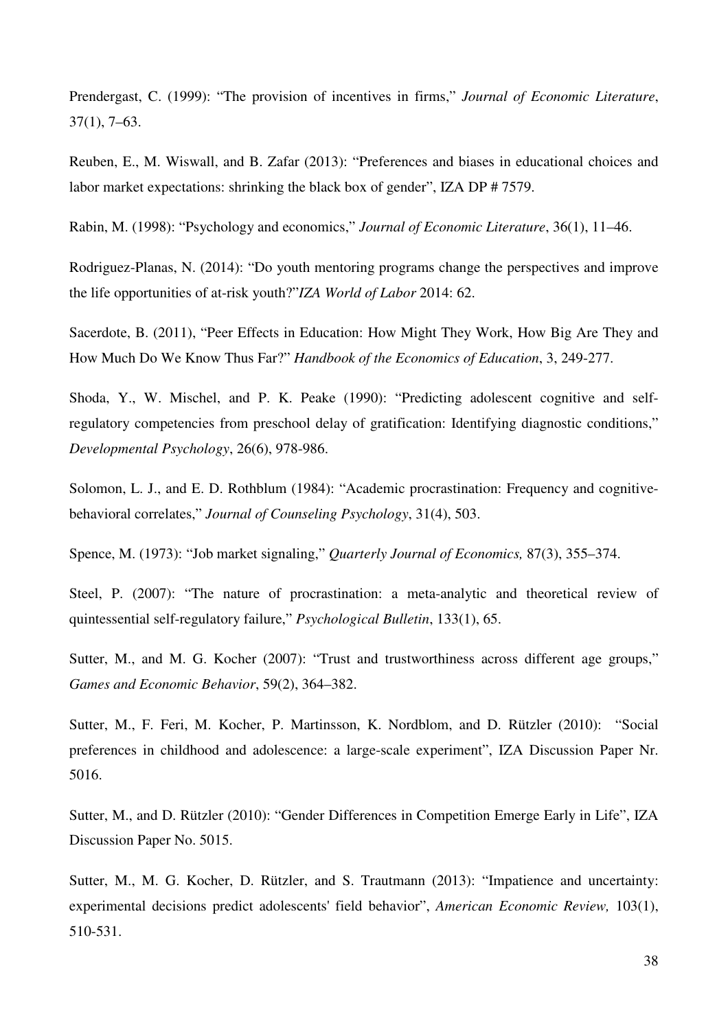Prendergast, C. (1999): "The provision of incentives in firms," *Journal of Economic Literature*, 37(1), 7–63.

Reuben, E., M. Wiswall, and B. Zafar (2013): "Preferences and biases in educational choices and labor market expectations: shrinking the black box of gender", IZA DP # 7579.

Rabin, M. (1998): "Psychology and economics," *Journal of Economic Literature*, 36(1), 11–46.

Rodriguez-Planas, N. (2014): "Do youth mentoring programs change the perspectives and improve the life opportunities of at-risk youth?"*IZA World of Labor* 2014: 62.

Sacerdote, B. (2011), "Peer Effects in Education: How Might They Work, How Big Are They and How Much Do We Know Thus Far?" *Handbook of the Economics of Education*, 3, 249-277.

Shoda, Y., W. Mischel, and P. K. Peake (1990): "Predicting adolescent cognitive and self-regulatory competencies from preschool delay of gratification: Identifying diagnostic conditions," *Developmental Psychology*, 26(6), 978-986.

Solomon, L. J., and E. D. Rothblum (1984): "Academic procrastination: Frequency and cognitive-behavioral correlates," *Journal of Counseling Psychology*, 31(4), 503.

Spence, M. (1973): "Job market signaling," *Quarterly Journal of Economics,* 87(3), 355–374.

Steel, P. (2007): "The nature of procrastination: a meta-analytic and theoretical review of quintessential self-regulatory failure," *Psychological Bulletin*, 133(1), 65.

Sutter, M., and M. G. Kocher (2007): "Trust and trustworthiness across different age groups," *Games and Economic Behavior*, 59(2), 364–382.

Sutter, M., F. Feri, M. Kocher, P. Martinsson, K. Nordblom, and D. Rützler (2010): "Social preferences in childhood and adolescence: a large-scale experiment", IZA Discussion Paper Nr. 5016.

Sutter, M., and D. Rützler (2010): "Gender Differences in Competition Emerge Early in Life", IZA Discussion Paper No. 5015.

Sutter, M., M. G. Kocher, D. Rützler, and S. Trautmann (2013): "Impatience and uncertainty: experimental decisions predict adolescents' field behavior", *American Economic Review,* 103(1), 510-531.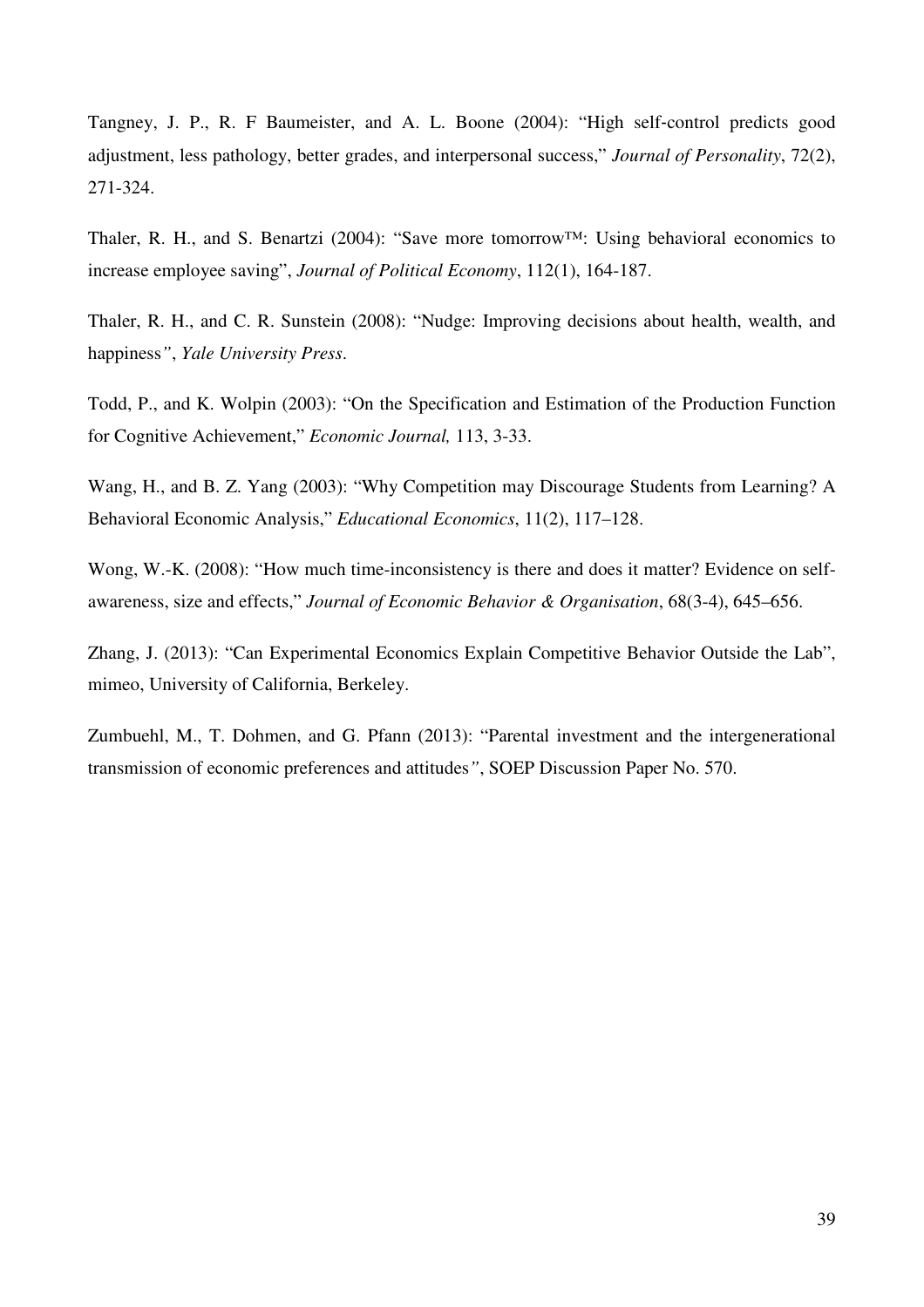Tangney, J. P., R. F Baumeister, and A. L. Boone (2004): "High self-control predicts good adjustment, less pathology, better grades, and interpersonal success," *Journal of Personality*, 72(2), 271-324.

Thaler, R. H., and S. Benartzi (2004): "Save more tomorrow™: Using behavioral economics to increase employee saving", *Journal of Political Economy*, 112(1), 164-187.

Thaler, R. H., and C. R. Sunstein (2008): "Nudge: Improving decisions about health, wealth, and happiness", *Yale University Press*.

Todd, P., and K. Wolpin (2003): "On the Specification and Estimation of the Production Function for Cognitive Achievement," *Economic Journal,* 113, 3-33.

Wang, H., and B. Z. Yang (2003): "Why Competition may Discourage Students from Learning? A Behavioral Economic Analysis," *Educational Economics*, 11(2), 117–128.

Wong, W.-K. (2008): "How much time-inconsistency is there and does it matter? Evidence on self-awareness, size and effects," *Journal of Economic Behavior & Organisation*, 68(3-4), 645–656.

Zhang, J. (2013): "Can Experimental Economics Explain Competitive Behavior Outside the Lab", mimeo, University of California, Berkeley.

Zumbuehl, M., T. Dohmen, and G. Pfann (2013): "Parental investment and the intergenerational transmission of economic preferences and attitudes", SOEP Discussion Paper No. 570.